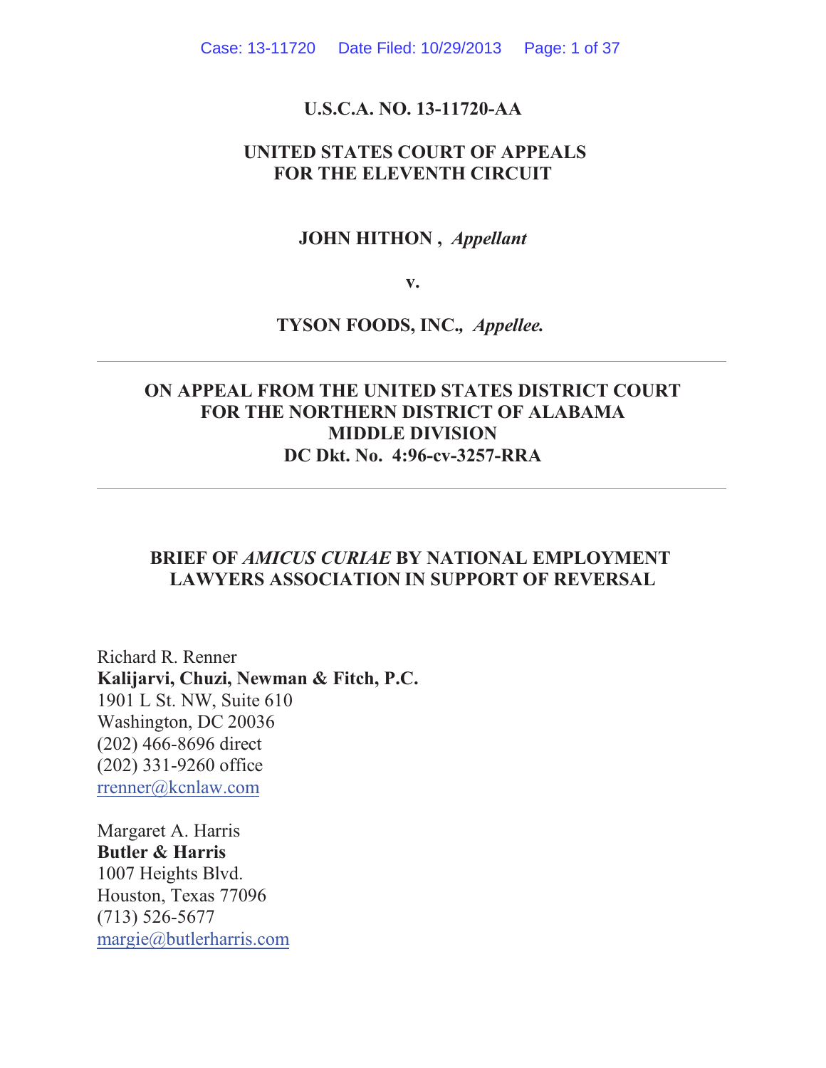**U.S.C.A. NO. 13-11720-AA**

**UNITED STATES COURT OF APPEALS**
**FOR THE ELEVENTH CIRCUIT**

**JOHN HITHON ,** ***Appellant***

**v.**

**TYSON FOODS, INC.,** ***Appellee.***

---

**ON APPEAL FROM THE UNITED STATES DISTRICT COURT**
**FOR THE NORTHERN DISTRICT OF ALABAMA**
**MIDDLE DIVISION**
**DC Dkt. No. 4:96-cv-3257-RRA**

---

**BRIEF OF *AMICUS CURIAE* BY NATIONAL EMPLOYMENT LAWYERS ASSOCIATION IN SUPPORT OF REVERSAL**

Richard R. Renner
**Kalijarvi, Chuzi, Newman & Fitch, P.C.**
1901 L St. NW, Suite 610
Washington, DC 20036
(202) 466-8696 direct
(202) 331-9260 office
rrenner@kcnlaw.com

Margaret A. Harris
**Butler & Harris**
1007 Heights Blvd.
Houston, Texas 77096
(713) 526-5677
margie@butlerharris.com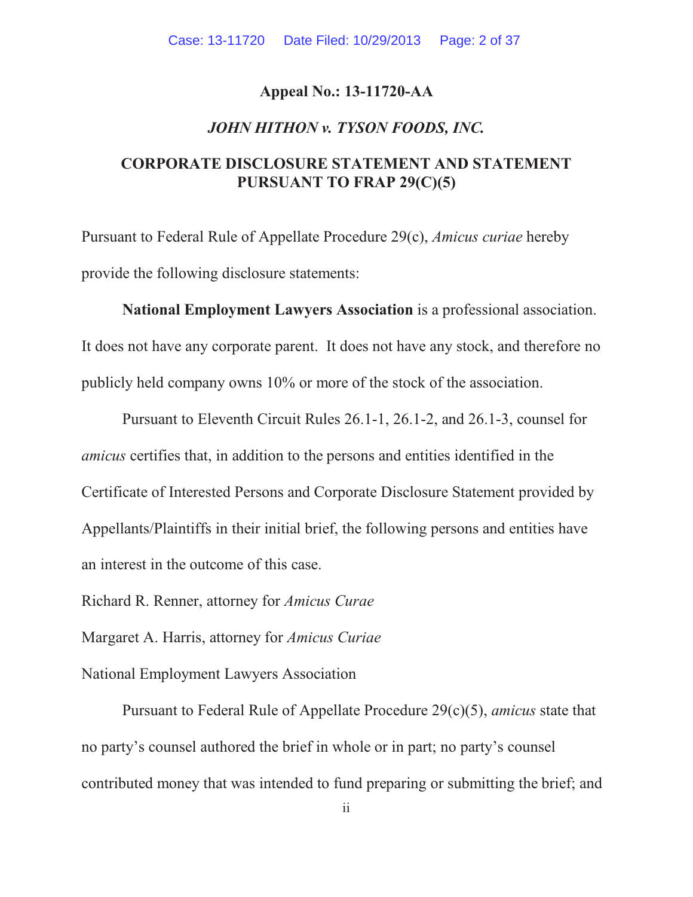**Appeal No.: 13-11720-AA**

***JOHN HITHON v. TYSON FOODS, INC.***

**CORPORATE DISCLOSURE STATEMENT AND STATEMENT PURSUANT TO FRAP 29(C)(5)**

Pursuant to Federal Rule of Appellate Procedure 29(c), *Amicus curiae* hereby provide the following disclosure statements:

**National Employment Lawyers Association** is a professional association. It does not have any corporate parent. It does not have any stock, and therefore no publicly held company owns 10% or more of the stock of the association.

Pursuant to Eleventh Circuit Rules 26.1-1, 26.1-2, and 26.1-3, counsel for *amicus* certifies that, in addition to the persons and entities identified in the Certificate of Interested Persons and Corporate Disclosure Statement provided by Appellants/Plaintiffs in their initial brief, the following persons and entities have an interest in the outcome of this case.

Richard R. Renner, attorney for *Amicus Curae*

Margaret A. Harris, attorney for *Amicus Curiae*

National Employment Lawyers Association

Pursuant to Federal Rule of Appellate Procedure 29(c)(5), *amicus* state that no party's counsel authored the brief in whole or in part; no party's counsel contributed money that was intended to fund preparing or submitting the brief; and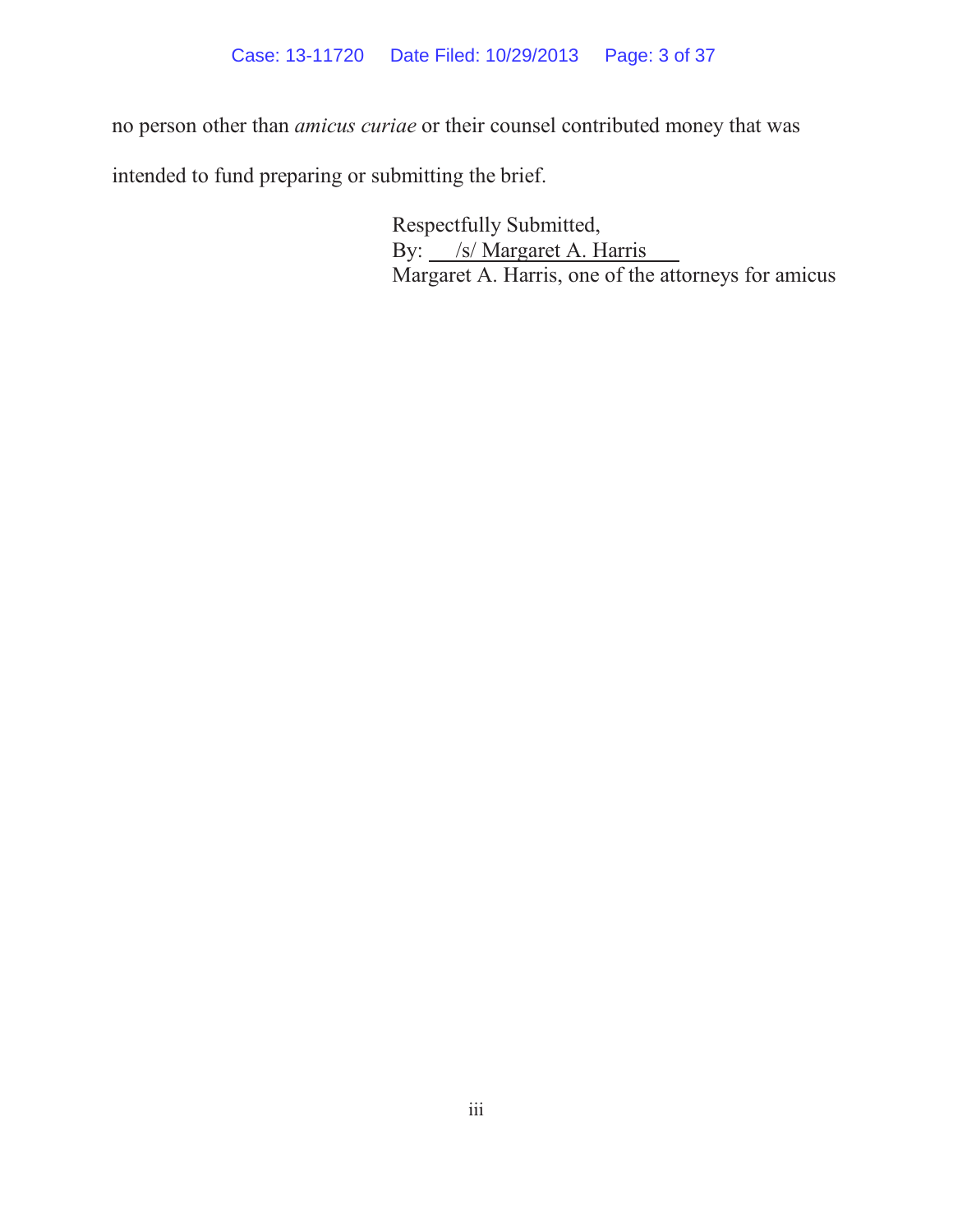no person other than *amicus curiae* or their counsel contributed money that was intended to fund preparing or submitting the brief.

Respectfully Submitted,
By: /s/ Margaret A. Harris
Margaret A. Harris, one of the attorneys for amicus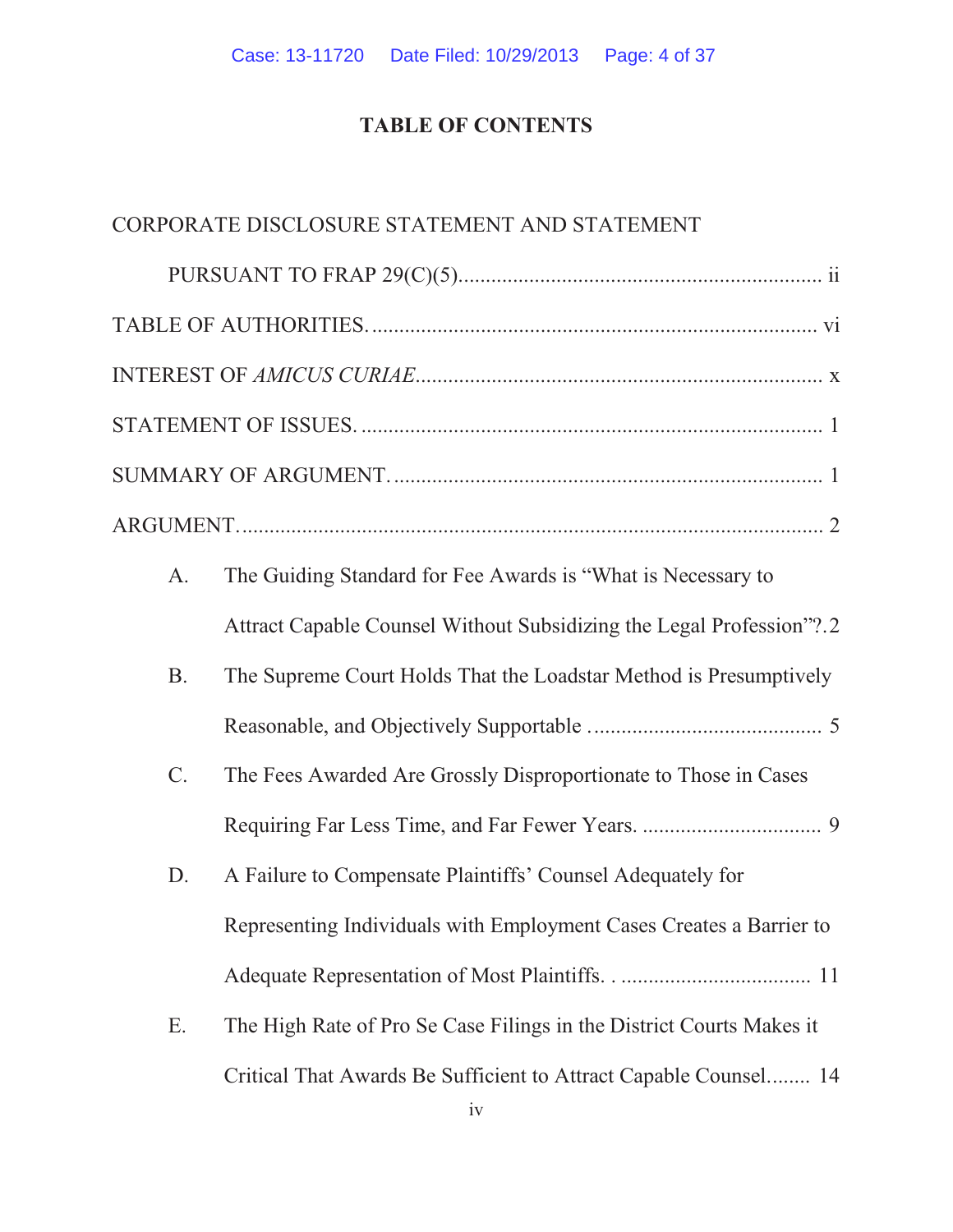# TABLE OF CONTENTS

CORPORATE DISCLOSURE STATEMENT AND STATEMENT PURSUANT TO FRAP 29(C)(5)................................................................ ii

TABLE OF AUTHORITIES................................................................................ vi

INTEREST OF *AMICUS CURIAE*........................................................................ x

STATEMENT OF ISSUES.................................................................................. 1

SUMMARY OF ARGUMENT............................................................................. 1

ARGUMENT....................................................................................................... 2

A. The Guiding Standard for Fee Awards is "What is Necessary to Attract Capable Counsel Without Subsidizing the Legal Profession"?. 2

B. The Supreme Court Holds That the Loadstar Method is Presumptively Reasonable, and Objectively Supportable .......................................... 5

C. The Fees Awarded Are Grossly Disproportionate to Those in Cases Requiring Far Less Time, and Far Fewer Years. ................................ 9

D. A Failure to Compensate Plaintiffs' Counsel Adequately for Representing Individuals with Employment Cases Creates a Barrier to Adequate Representation of Most Plaintiffs. . .................................. 11

E. The High Rate of Pro Se Case Filings in the District Courts Makes it Critical That Awards Be Sufficient to Attract Capable Counsel........ 14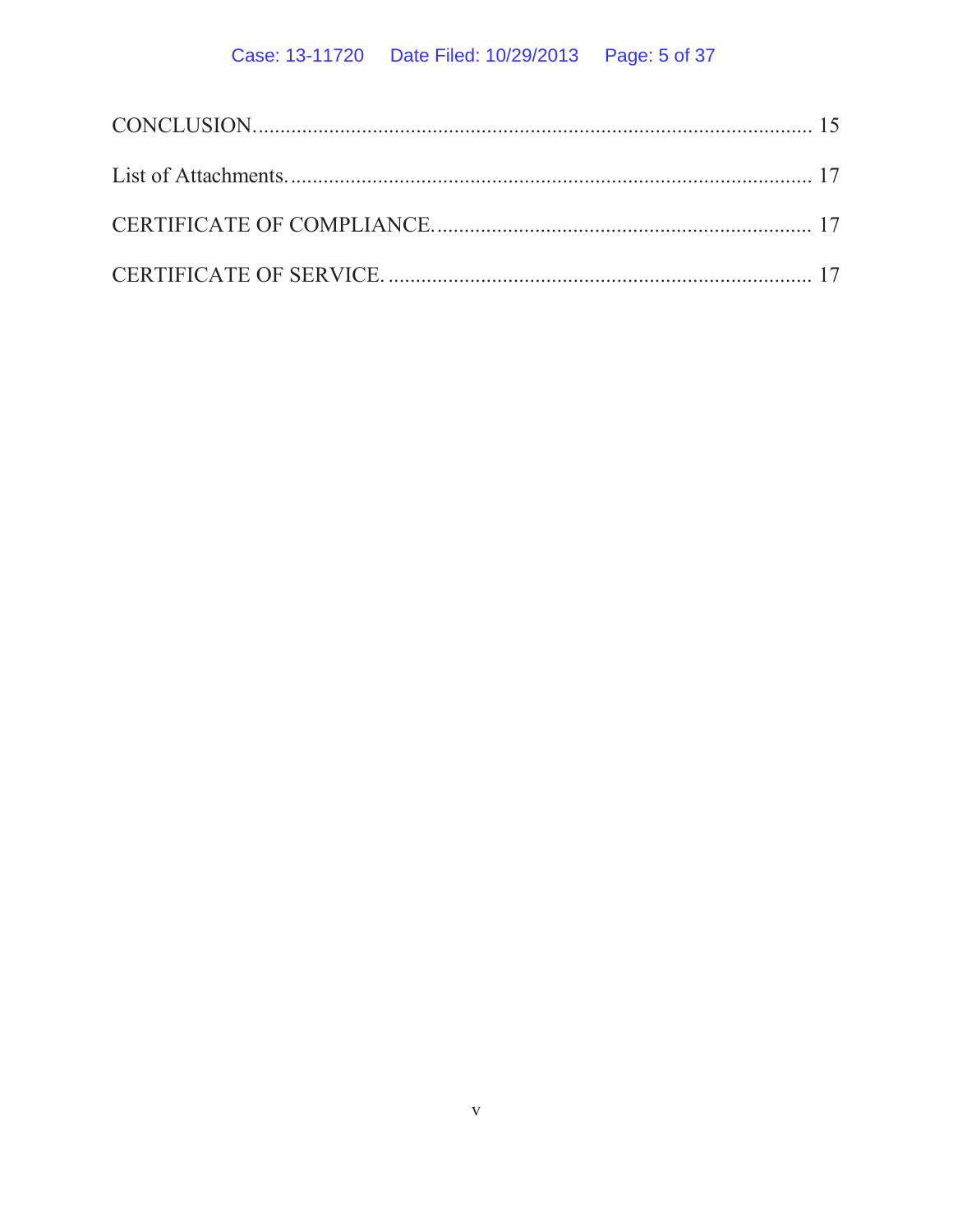CONCLUSION............................................................................................... 15

List of Attachments...................................................................................... 17

CERTIFICATE OF COMPLIANCE................................................................ 17

CERTIFICATE OF SERVICE......................................................................... 17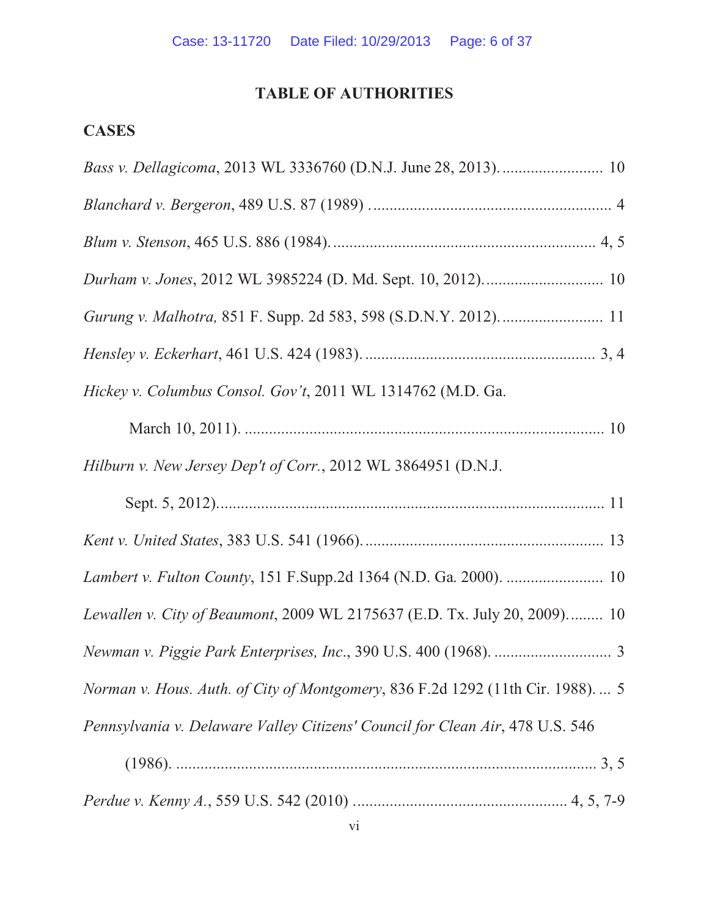# TABLE OF AUTHORITIES

## CASES

*Bass v. Dellagicoma*, 2013 WL 3336760 (D.N.J. June 28, 2013). ......................... 10

*Blanchard v. Bergeron*, 489 U.S. 87 (1989) . .......................................................... 4

*Blum v. Stenson*, 465 U.S. 886 (1984). ................................................................ 4, 5

*Durham v. Jones*, 2012 WL 3985224 (D. Md. Sept. 10, 2012). ............................. 10

*Gurung v. Malhotra,* 851 F. Supp. 2d 583, 598 (S.D.N.Y. 2012). ......................... 11

*Hensley v. Eckerhart*, 461 U.S. 424 (1983). ........................................................ 3, 4

*Hickey v. Columbus Consol. Gov't*, 2011 WL 1314762 (M.D. Ga. March 10, 2011). ........................................................................................ 10

*Hilburn v. New Jersey Dep't of Corr.*, 2012 WL 3864951 (D.N.J. Sept. 5, 2012)................................................................................................ 11

*Kent v. United States*, 383 U.S. 541 (1966). .......................................................... 13

*Lambert v. Fulton County*, 151 F.Supp.2d 1364 (N.D. Ga. 2000). ........................ 10

*Lewallen v. City of Beaumont*, 2009 WL 2175637 (E.D. Tx. July 20, 2009)......... 10

*Newman v. Piggie Park Enterprises, Inc.*, 390 U.S. 400 (1968). ............................. 3

*Norman v. Hous. Auth. of City of Montgomery*, 836 F.2d 1292 (11th Cir. 1988). ... 5

*Pennsylvania v. Delaware Valley Citizens' Council for Clean Air*, 478 U.S. 546 (1986). ........................................................................................................ 3, 5

*Perdue v. Kenny A.*, 559 U.S. 542 (2010) .................................................... 4, 5, 7-9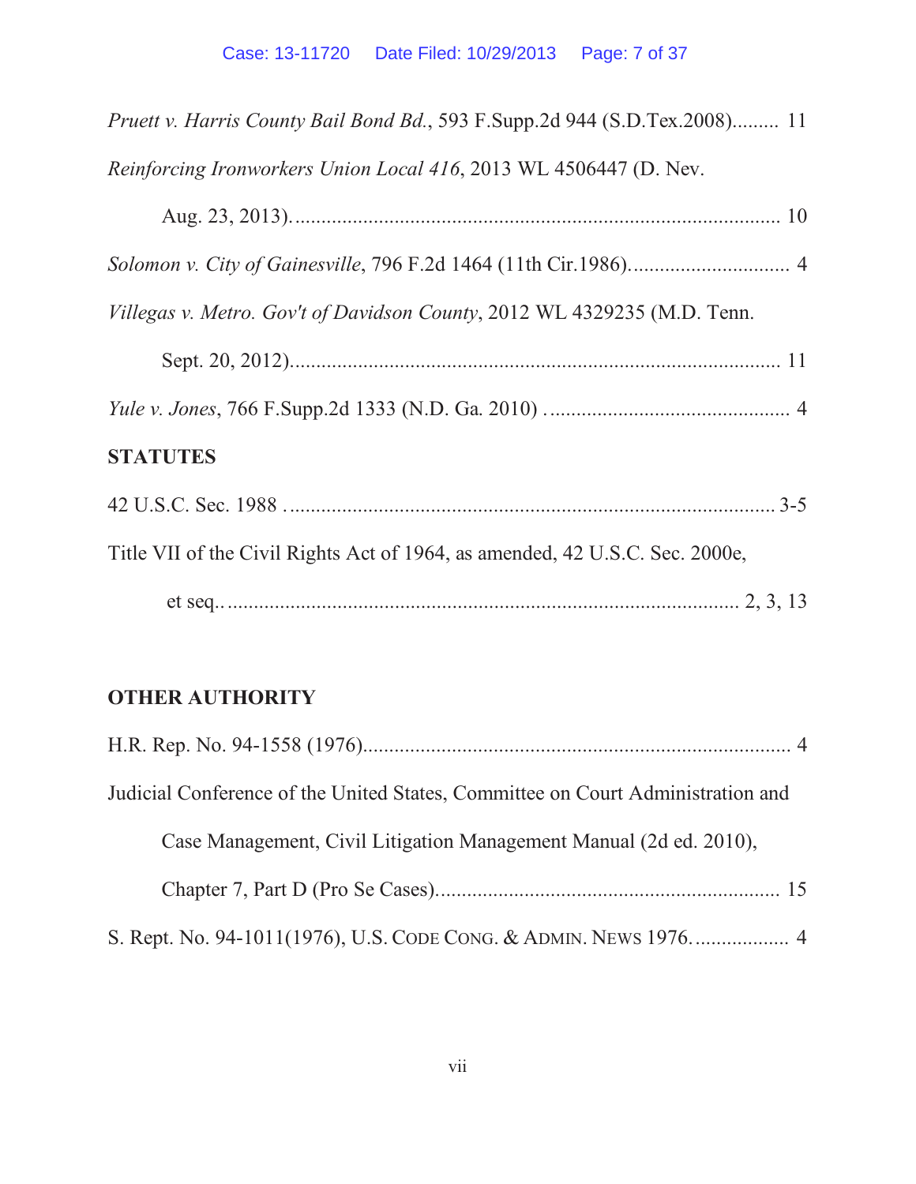*Pruett v. Harris County Bail Bond Bd.*, 593 F.Supp.2d 944 (S.D.Tex.2008)......... 11

*Reinforcing Ironworkers Union Local 416*, 2013 WL 4506447 (D. Nev. Aug. 23, 2013)........................................................................................... 10

*Solomon v. City of Gainesville*, 796 F.2d 1464 (11th Cir.1986)............................. 4

*Villegas v. Metro. Gov't of Davidson County*, 2012 WL 4329235 (M.D. Tenn. Sept. 20, 2012)........................................................................................... 11

*Yule v. Jones*, 766 F.Supp.2d 1333 (N.D. Ga. 2010) ............................................. 4

**STATUTES**

42 U.S.C. Sec. 1988 ........................................................................................... 3-5

Title VII of the Civil Rights Act of 1964, as amended, 42 U.S.C. Sec. 2000e, et seq.. ............................................................................................... 2, 3, 13

**OTHER AUTHORITY**

H.R. Rep. No. 94-1558 (1976)................................................................................ 4

Judicial Conference of the United States, Committee on Court Administration and Case Management, Civil Litigation Management Manual (2d ed. 2010), Chapter 7, Part D (Pro Se Cases)................................................................ 15

S. Rept. No. 94-1011(1976), U.S. CODE CONG. & ADMIN. NEWS 1976.................. 4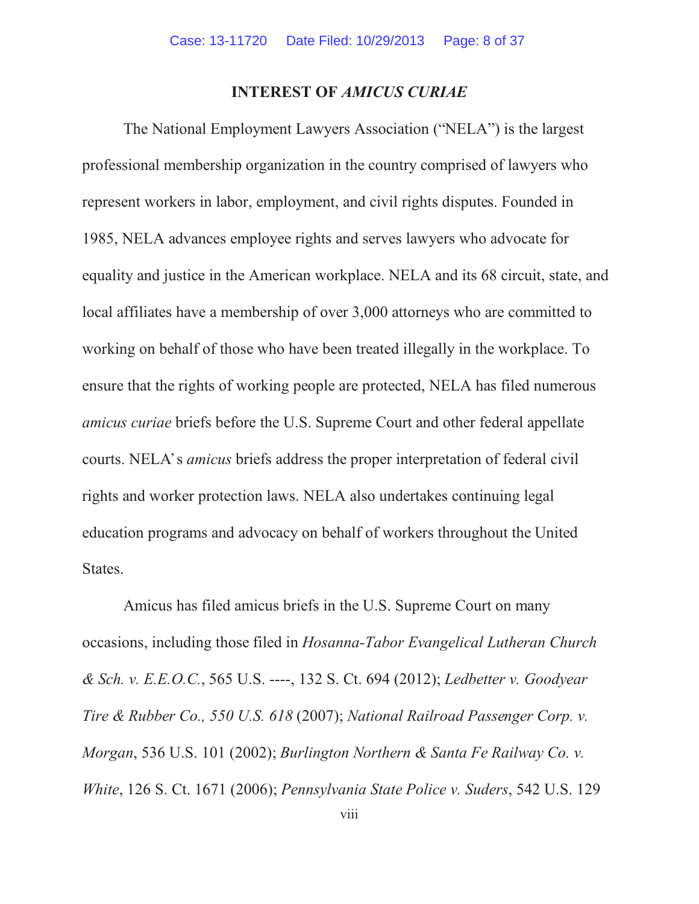## INTEREST OF *AMICUS CURIAE*

The National Employment Lawyers Association ("NELA") is the largest professional membership organization in the country comprised of lawyers who represent workers in labor, employment, and civil rights disputes. Founded in 1985, NELA advances employee rights and serves lawyers who advocate for equality and justice in the American workplace. NELA and its 68 circuit, state, and local affiliates have a membership of over 3,000 attorneys who are committed to working on behalf of those who have been treated illegally in the workplace. To ensure that the rights of working people are protected, NELA has filed numerous *amicus curiae* briefs before the U.S. Supreme Court and other federal appellate courts. NELA's *amicus* briefs address the proper interpretation of federal civil rights and worker protection laws. NELA also undertakes continuing legal education programs and advocacy on behalf of workers throughout the United States.

Amicus has filed amicus briefs in the U.S. Supreme Court on many occasions, including those filed in *Hosanna-Tabor Evangelical Lutheran Church & Sch. v. E.E.O.C.*, 565 U.S. ----, 132 S. Ct. 694 (2012); *Ledbetter v. Goodyear Tire & Rubber Co., 550 U.S. 618* (2007); *National Railroad Passenger Corp. v. Morgan*, 536 U.S. 101 (2002); *Burlington Northern & Santa Fe Railway Co. v. White*, 126 S. Ct. 1671 (2006); *Pennsylvania State Police v. Suders*, 542 U.S. 129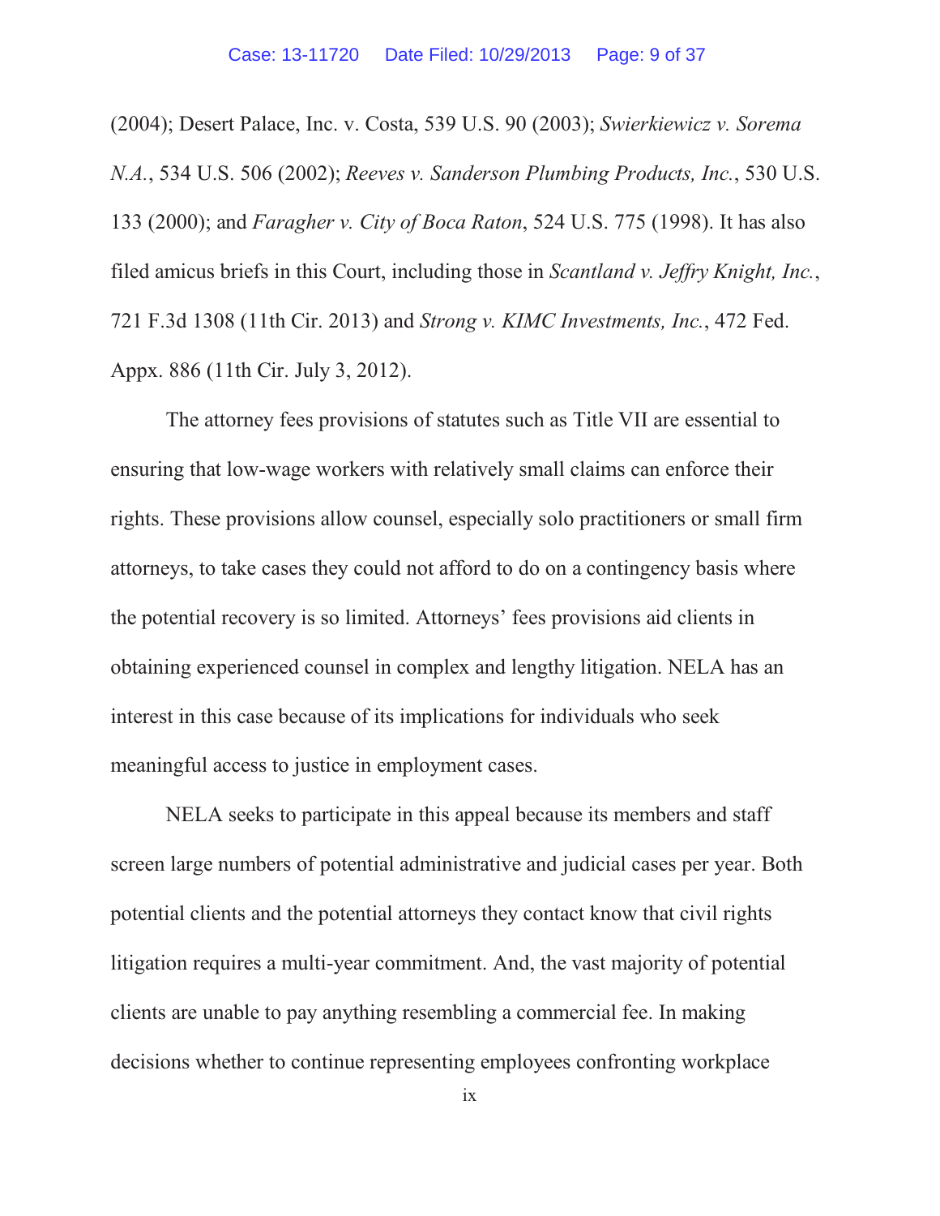(2004); Desert Palace, Inc. v. Costa, 539 U.S. 90 (2003); *Swierkiewicz v. Sorema N.A.*, 534 U.S. 506 (2002); *Reeves v. Sanderson Plumbing Products, Inc.*, 530 U.S. 133 (2000); and *Faragher v. City of Boca Raton*, 524 U.S. 775 (1998). It has also filed amicus briefs in this Court, including those in *Scantland v. Jeffry Knight, Inc.*, 721 F.3d 1308 (11th Cir. 2013) and *Strong v. KIMC Investments, Inc.*, 472 Fed. Appx. 886 (11th Cir. July 3, 2012).

The attorney fees provisions of statutes such as Title VII are essential to ensuring that low-wage workers with relatively small claims can enforce their rights. These provisions allow counsel, especially solo practitioners or small firm attorneys, to take cases they could not afford to do on a contingency basis where the potential recovery is so limited. Attorneys' fees provisions aid clients in obtaining experienced counsel in complex and lengthy litigation. NELA has an interest in this case because of its implications for individuals who seek meaningful access to justice in employment cases.

NELA seeks to participate in this appeal because its members and staff screen large numbers of potential administrative and judicial cases per year. Both potential clients and the potential attorneys they contact know that civil rights litigation requires a multi-year commitment. And, the vast majority of potential clients are unable to pay anything resembling a commercial fee. In making decisions whether to continue representing employees confronting workplace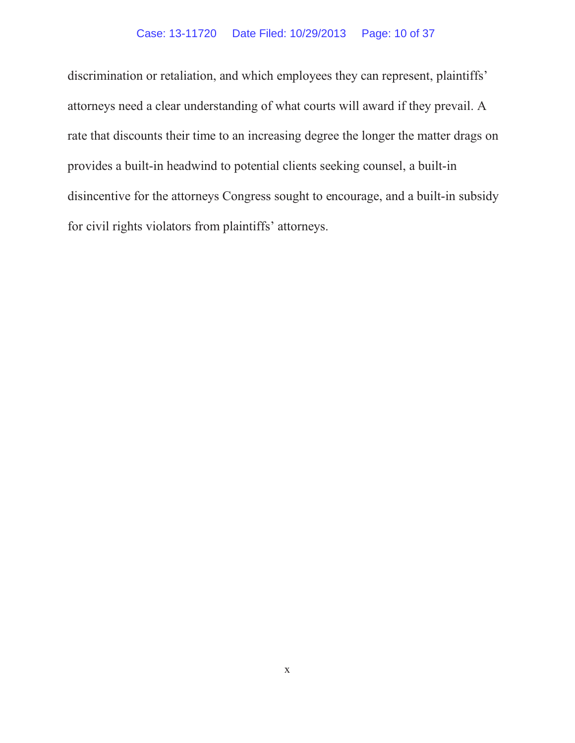discrimination or retaliation, and which employees they can represent, plaintiffs' attorneys need a clear understanding of what courts will award if they prevail. A rate that discounts their time to an increasing degree the longer the matter drags on provides a built-in headwind to potential clients seeking counsel, a built-in disincentive for the attorneys Congress sought to encourage, and a built-in subsidy for civil rights violators from plaintiffs' attorneys.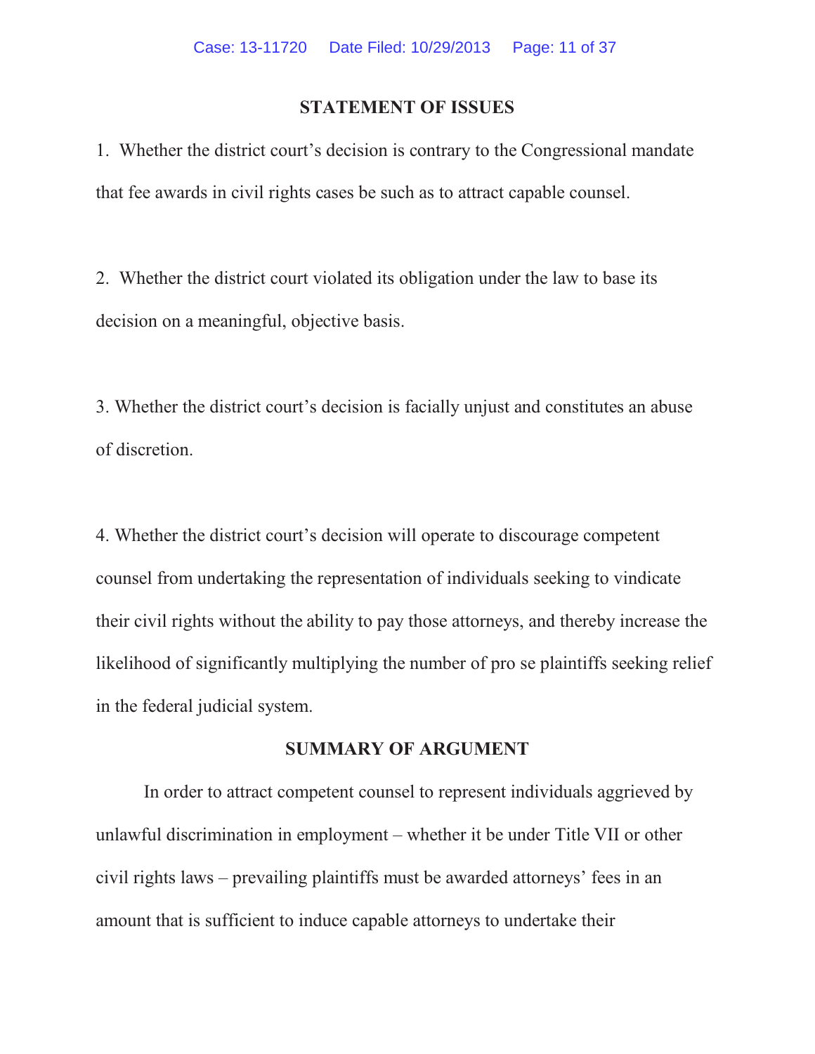## STATEMENT OF ISSUES

1. Whether the district court's decision is contrary to the Congressional mandate that fee awards in civil rights cases be such as to attract capable counsel.

2. Whether the district court violated its obligation under the law to base its decision on a meaningful, objective basis.

3. Whether the district court's decision is facially unjust and constitutes an abuse of discretion.

4. Whether the district court's decision will operate to discourage competent counsel from undertaking the representation of individuals seeking to vindicate their civil rights without the ability to pay those attorneys, and thereby increase the likelihood of significantly multiplying the number of pro se plaintiffs seeking relief in the federal judicial system.

## SUMMARY OF ARGUMENT

In order to attract competent counsel to represent individuals aggrieved by unlawful discrimination in employment – whether it be under Title VII or other civil rights laws – prevailing plaintiffs must be awarded attorneys' fees in an amount that is sufficient to induce capable attorneys to undertake their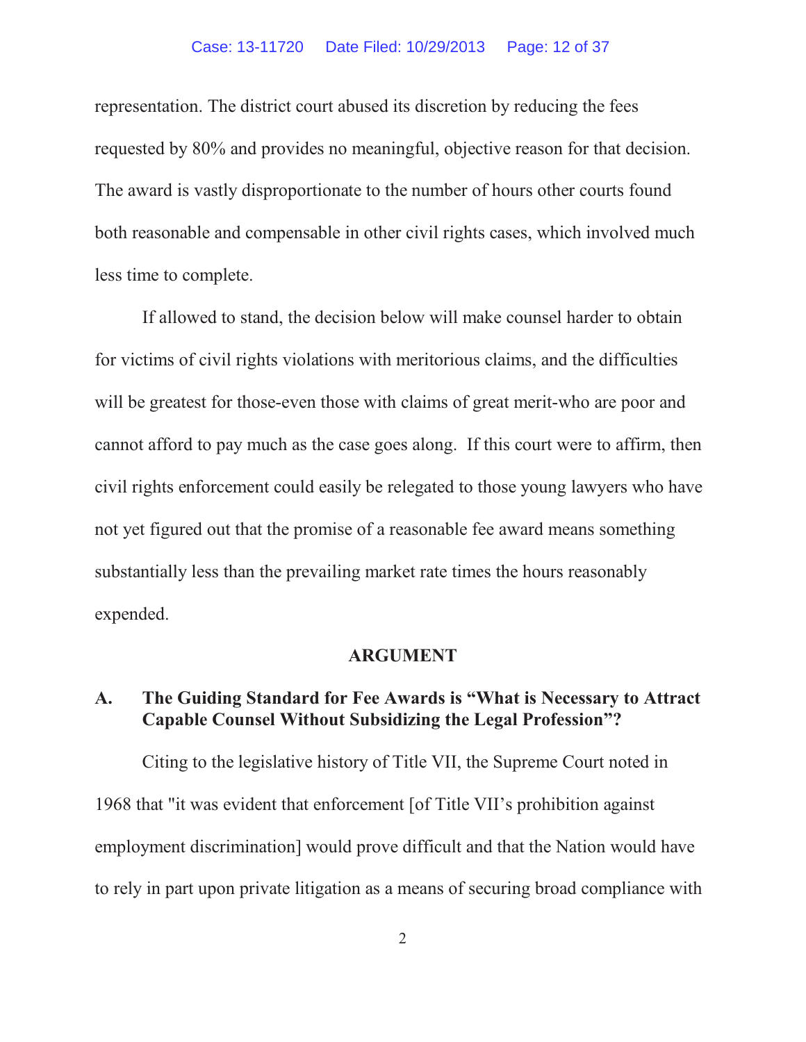representation. The district court abused its discretion by reducing the fees requested by 80% and provides no meaningful, objective reason for that decision. The award is vastly disproportionate to the number of hours other courts found both reasonable and compensable in other civil rights cases, which involved much less time to complete.

If allowed to stand, the decision below will make counsel harder to obtain for victims of civil rights violations with meritorious claims, and the difficulties will be greatest for those-even those with claims of great merit-who are poor and cannot afford to pay much as the case goes along. If this court were to affirm, then civil rights enforcement could easily be relegated to those young lawyers who have not yet figured out that the promise of a reasonable fee award means something substantially less than the prevailing market rate times the hours reasonably expended.

## ARGUMENT

### A. The Guiding Standard for Fee Awards is "What is Necessary to Attract Capable Counsel Without Subsidizing the Legal Profession"?

Citing to the legislative history of Title VII, the Supreme Court noted in 1968 that "it was evident that enforcement [of Title VII's prohibition against employment discrimination] would prove difficult and that the Nation would have to rely in part upon private litigation as a means of securing broad compliance with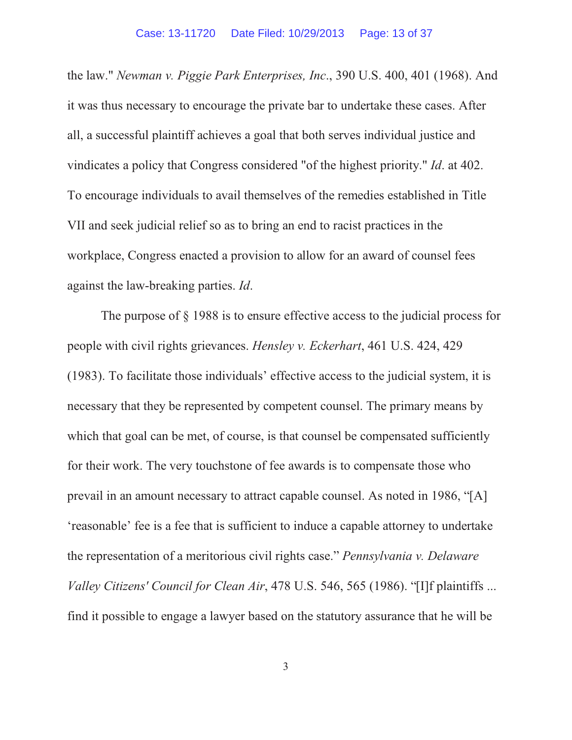the law." *Newman v. Piggie Park Enterprises, Inc*., 390 U.S. 400, 401 (1968). And it was thus necessary to encourage the private bar to undertake these cases. After all, a successful plaintiff achieves a goal that both serves individual justice and vindicates a policy that Congress considered "of the highest priority." *Id*. at 402. To encourage individuals to avail themselves of the remedies established in Title VII and seek judicial relief so as to bring an end to racist practices in the workplace, Congress enacted a provision to allow for an award of counsel fees against the law-breaking parties. *Id*.

The purpose of § 1988 is to ensure effective access to the judicial process for people with civil rights grievances. *Hensley v. Eckerhart*, 461 U.S. 424, 429 (1983). To facilitate those individuals' effective access to the judicial system, it is necessary that they be represented by competent counsel. The primary means by which that goal can be met, of course, is that counsel be compensated sufficiently for their work. The very touchstone of fee awards is to compensate those who prevail in an amount necessary to attract capable counsel. As noted in 1986, "[A] 'reasonable' fee is a fee that is sufficient to induce a capable attorney to undertake the representation of a meritorious civil rights case." *Pennsylvania v. Delaware Valley Citizens' Council for Clean Air*, 478 U.S. 546, 565 (1986). "[I]f plaintiffs ... find it possible to engage a lawyer based on the statutory assurance that he will be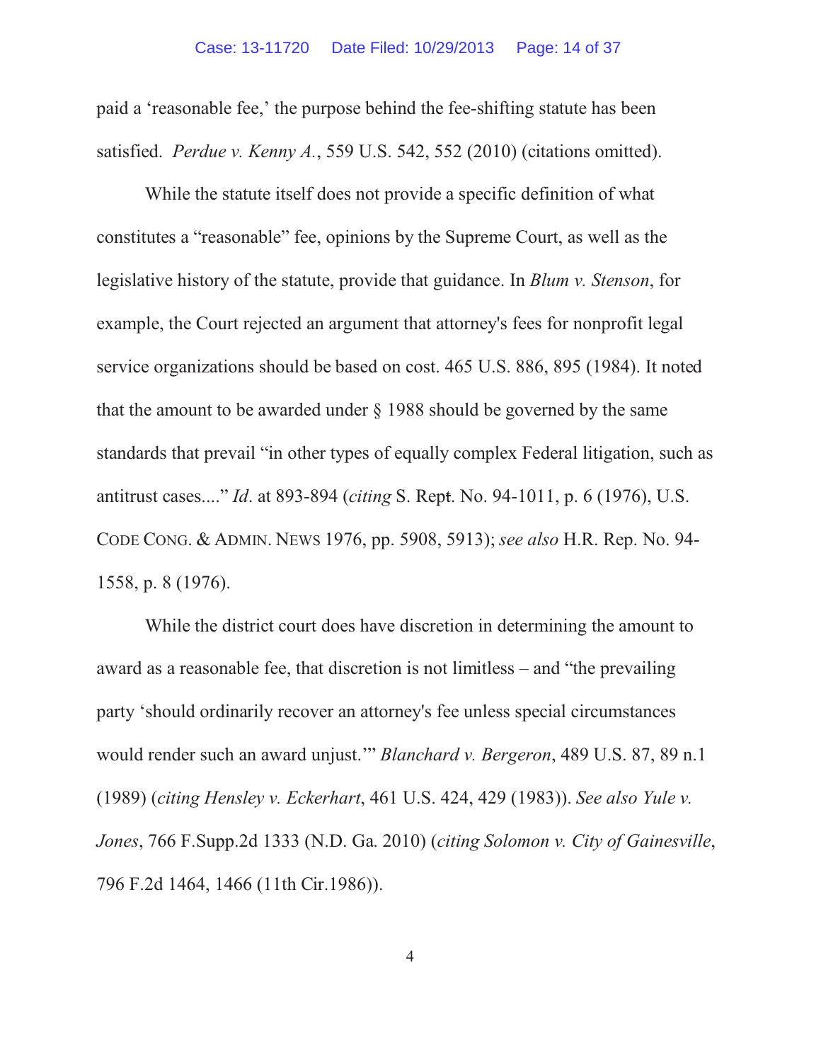paid a 'reasonable fee,' the purpose behind the fee-shifting statute has been satisfied. *Perdue v. Kenny A.*, 559 U.S. 542, 552 (2010) (citations omitted).

While the statute itself does not provide a specific definition of what constitutes a "reasonable" fee, opinions by the Supreme Court, as well as the legislative history of the statute, provide that guidance. In *Blum v. Stenson*, for example, the Court rejected an argument that attorney's fees for nonprofit legal service organizations should be based on cost. 465 U.S. 886, 895 (1984). It noted that the amount to be awarded under § 1988 should be governed by the same standards that prevail "in other types of equally complex Federal litigation, such as antitrust cases...." *Id*. at 893-894 (*citing* S. Rept. No. 94-1011, p. 6 (1976), U.S. CODE CONG. & ADMIN. NEWS 1976, pp. 5908, 5913); *see also* H.R. Rep. No. 94-1558, p. 8 (1976).

While the district court does have discretion in determining the amount to award as a reasonable fee, that discretion is not limitless – and "the prevailing party 'should ordinarily recover an attorney's fee unless special circumstances would render such an award unjust.'" *Blanchard v. Bergeron*, 489 U.S. 87, 89 n.1 (1989) (*citing Hensley v. Eckerhart*, 461 U.S. 424, 429 (1983)). *See also Yule v. Jones*, 766 F.Supp.2d 1333 (N.D. Ga. 2010) (*citing Solomon v. City of Gainesville*, 796 F.2d 1464, 1466 (11th Cir.1986)).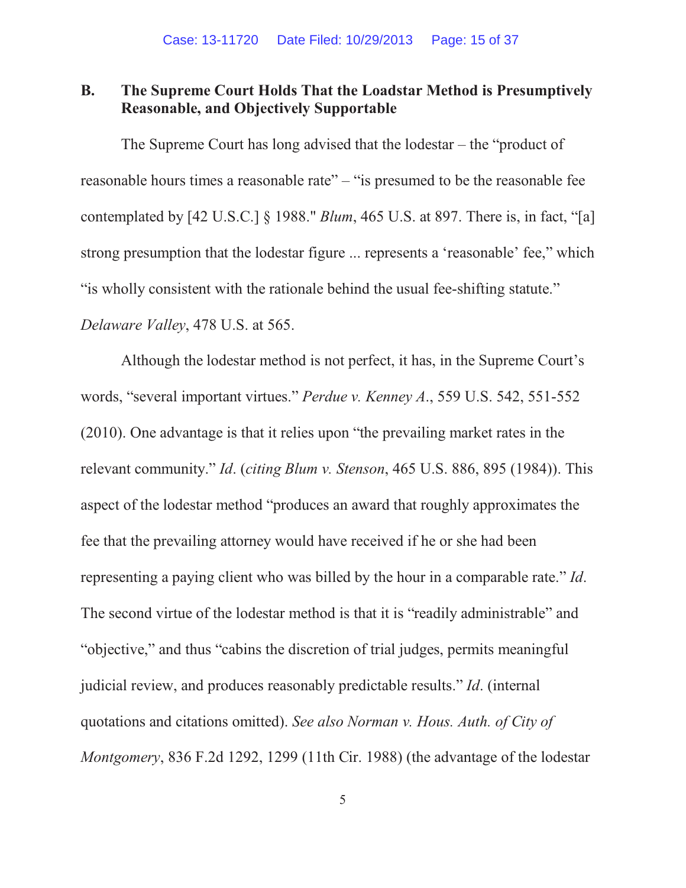## B. The Supreme Court Holds That the Loadstar Method is Presumptively Reasonable, and Objectively Supportable

The Supreme Court has long advised that the lodestar – the "product of reasonable hours times a reasonable rate" – "is presumed to be the reasonable fee contemplated by [42 U.S.C.] § 1988." *Blum*, 465 U.S. at 897. There is, in fact, "[a] strong presumption that the lodestar figure ... represents a 'reasonable' fee," which "is wholly consistent with the rationale behind the usual fee-shifting statute." *Delaware Valley*, 478 U.S. at 565.

Although the lodestar method is not perfect, it has, in the Supreme Court's words, "several important virtues." *Perdue v. Kenney A.*, 559 U.S. 542, 551-552 (2010). One advantage is that it relies upon "the prevailing market rates in the relevant community." *Id*. (*citing Blum v. Stenson*, 465 U.S. 886, 895 (1984)). This aspect of the lodestar method "produces an award that roughly approximates the fee that the prevailing attorney would have received if he or she had been representing a paying client who was billed by the hour in a comparable rate." *Id*. The second virtue of the lodestar method is that it is "readily administrable" and "objective," and thus "cabins the discretion of trial judges, permits meaningful judicial review, and produces reasonably predictable results." *Id*. (internal quotations and citations omitted). *See also Norman v. Hous. Auth. of City of Montgomery*, 836 F.2d 1292, 1299 (11th Cir. 1988) (the advantage of the lodestar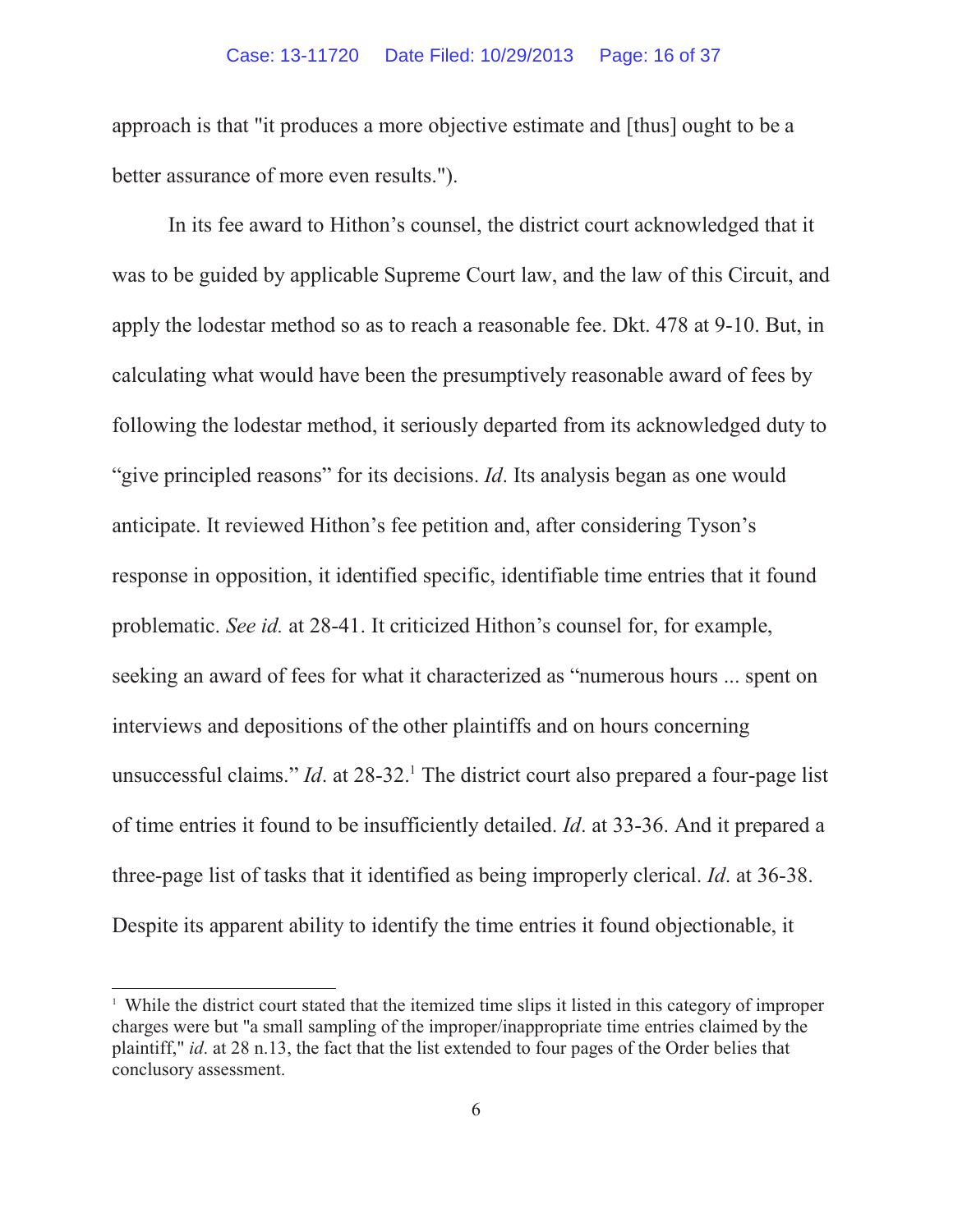approach is that "it produces a more objective estimate and [thus] ought to be a better assurance of more even results.").

In its fee award to Hithon's counsel, the district court acknowledged that it was to be guided by applicable Supreme Court law, and the law of this Circuit, and apply the lodestar method so as to reach a reasonable fee. Dkt. 478 at 9-10. But, in calculating what would have been the presumptively reasonable award of fees by following the lodestar method, it seriously departed from its acknowledged duty to "give principled reasons" for its decisions. *Id*. Its analysis began as one would anticipate. It reviewed Hithon's fee petition and, after considering Tyson's response in opposition, it identified specific, identifiable time entries that it found problematic. *See id.* at 28-41. It criticized Hithon's counsel for, for example, seeking an award of fees for what it characterized as "numerous hours ... spent on interviews and depositions of the other plaintiffs and on hours concerning unsuccessful claims." *Id*. at 28-32.[1] The district court also prepared a four-page list of time entries it found to be insufficiently detailed. *Id*. at 33-36. And it prepared a three-page list of tasks that it identified as being improperly clerical. *Id*. at 36-38. Despite its apparent ability to identify the time entries it found objectionable, it

[1] While the district court stated that the itemized time slips it listed in this category of improper charges were but "a small sampling of the improper/inappropriate time entries claimed by the plaintiff," *id*. at 28 n.13, the fact that the list extended to four pages of the Order belies that conclusory assessment.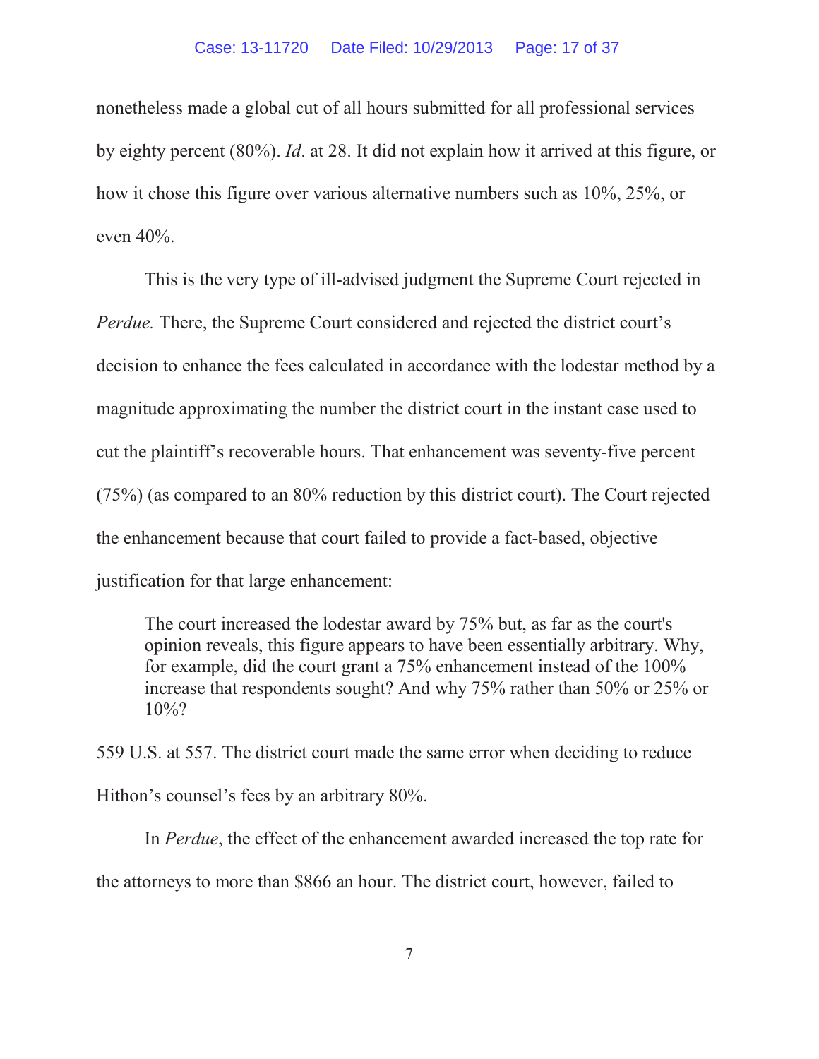nonetheless made a global cut of all hours submitted for all professional services by eighty percent (80%). *Id*. at 28. It did not explain how it arrived at this figure, or how it chose this figure over various alternative numbers such as 10%, 25%, or even 40%.

This is the very type of ill-advised judgment the Supreme Court rejected in *Perdue.* There, the Supreme Court considered and rejected the district court's decision to enhance the fees calculated in accordance with the lodestar method by a magnitude approximating the number the district court in the instant case used to cut the plaintiff's recoverable hours. That enhancement was seventy-five percent (75%) (as compared to an 80% reduction by this district court). The Court rejected the enhancement because that court failed to provide a fact-based, objective justification for that large enhancement:

> The court increased the lodestar award by 75% but, as far as the court's opinion reveals, this figure appears to have been essentially arbitrary. Why, for example, did the court grant a 75% enhancement instead of the 100% increase that respondents sought? And why 75% rather than 50% or 25% or 10%?

559 U.S. at 557. The district court made the same error when deciding to reduce Hithon's counsel's fees by an arbitrary 80%.

In *Perdue*, the effect of the enhancement awarded increased the top rate for the attorneys to more than $866 an hour. The district court, however, failed to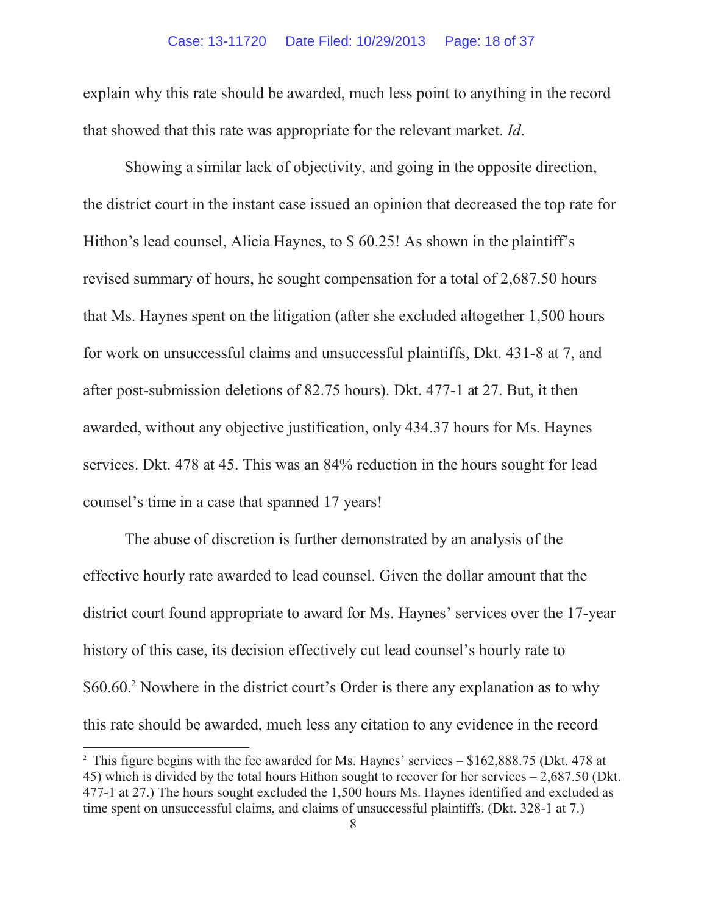explain why this rate should be awarded, much less point to anything in the record that showed that this rate was appropriate for the relevant market. *Id*.

Showing a similar lack of objectivity, and going in the opposite direction, the district court in the instant case issued an opinion that decreased the top rate for Hithon's lead counsel, Alicia Haynes, to $ 60.25! As shown in the plaintiff's revised summary of hours, he sought compensation for a total of 2,687.50 hours that Ms. Haynes spent on the litigation (after she excluded altogether 1,500 hours for work on unsuccessful claims and unsuccessful plaintiffs, Dkt. 431-8 at 7, and after post-submission deletions of 82.75 hours). Dkt. 477-1 at 27. But, it then awarded, without any objective justification, only 434.37 hours for Ms. Haynes services. Dkt. 478 at 45. This was an 84% reduction in the hours sought for lead counsel's time in a case that spanned 17 years!

The abuse of discretion is further demonstrated by an analysis of the effective hourly rate awarded to lead counsel. Given the dollar amount that the district court found appropriate to award for Ms. Haynes' services over the 17-year history of this case, its decision effectively cut lead counsel's hourly rate to $60.60.[2] Nowhere in the district court's Order is there any explanation as to why this rate should be awarded, much less any citation to any evidence in the record

---

[2] This figure begins with the fee awarded for Ms. Haynes' services – $162,888.75 (Dkt. 478 at 45) which is divided by the total hours Hithon sought to recover for her services – 2,687.50 (Dkt. 477-1 at 27.) The hours sought excluded the 1,500 hours Ms. Haynes identified and excluded as time spent on unsuccessful claims, and claims of unsuccessful plaintiffs. (Dkt. 328-1 at 7.)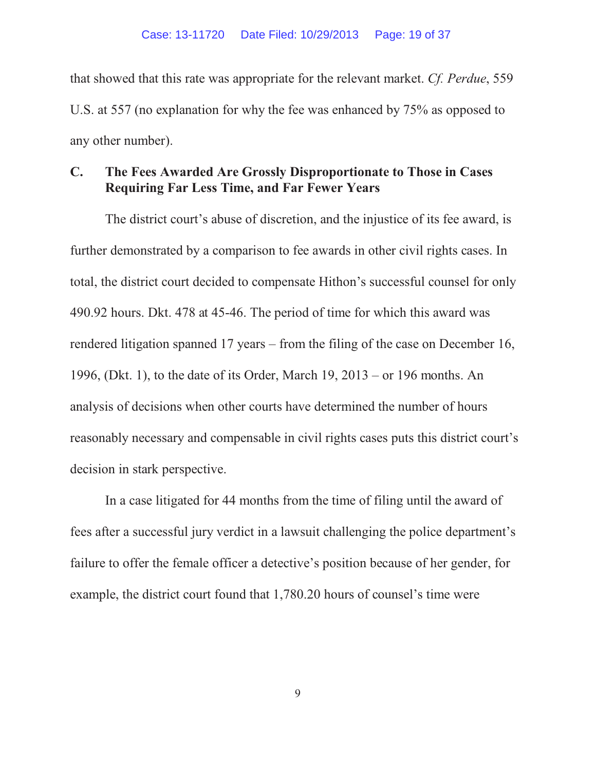that showed that this rate was appropriate for the relevant market. *Cf. Perdue*, 559 U.S. at 557 (no explanation for why the fee was enhanced by 75% as opposed to any other number).

### C. The Fees Awarded Are Grossly Disproportionate to Those in Cases Requiring Far Less Time, and Far Fewer Years

The district court's abuse of discretion, and the injustice of its fee award, is further demonstrated by a comparison to fee awards in other civil rights cases. In total, the district court decided to compensate Hithon's successful counsel for only 490.92 hours. Dkt. 478 at 45-46. The period of time for which this award was rendered litigation spanned 17 years – from the filing of the case on December 16, 1996, (Dkt. 1), to the date of its Order, March 19, 2013 – or 196 months. An analysis of decisions when other courts have determined the number of hours reasonably necessary and compensable in civil rights cases puts this district court's decision in stark perspective.

In a case litigated for 44 months from the time of filing until the award of fees after a successful jury verdict in a lawsuit challenging the police department's failure to offer the female officer a detective's position because of her gender, for example, the district court found that 1,780.20 hours of counsel's time were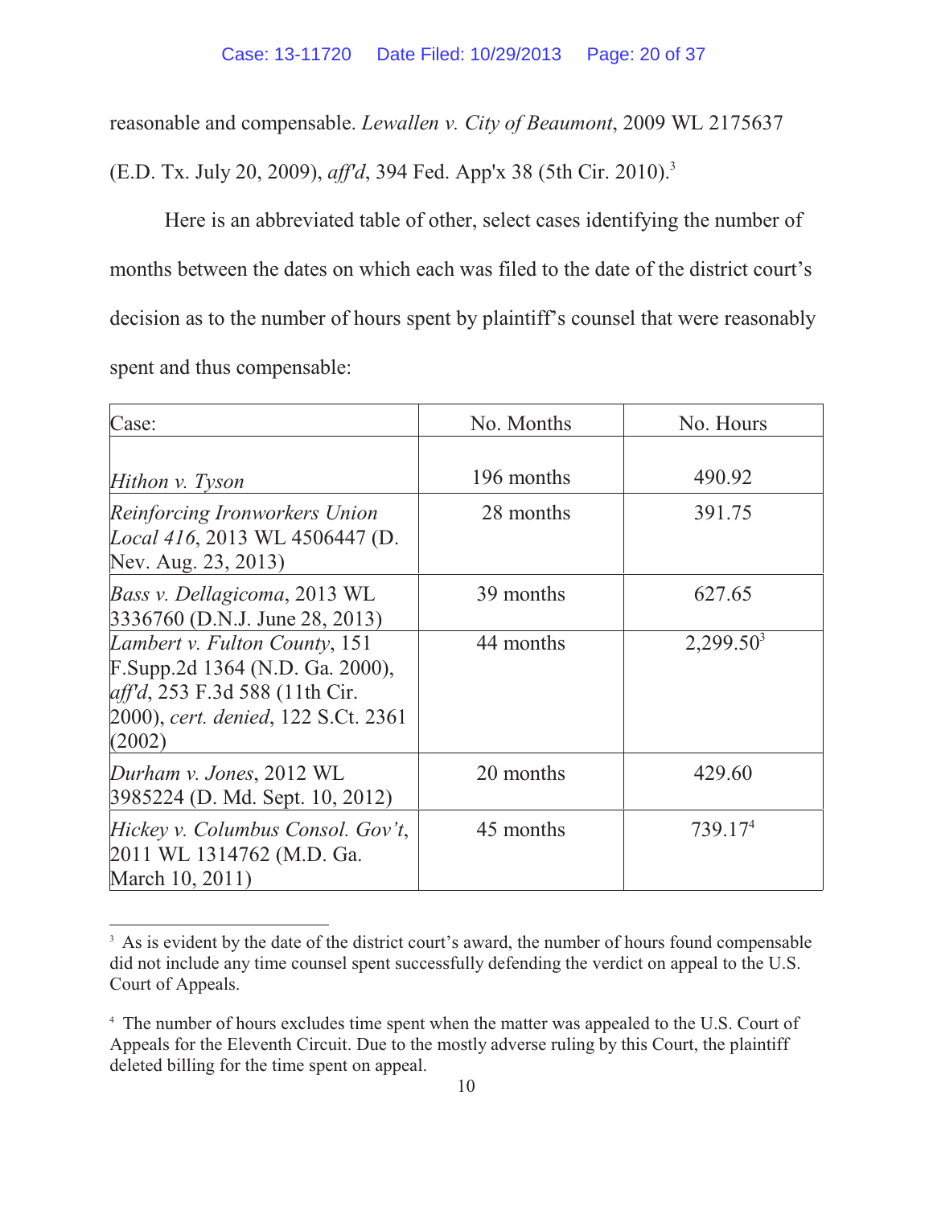reasonable and compensable. *Lewallen v. City of Beaumont*, 2009 WL 2175637 (E.D. Tx. July 20, 2009), *aff'd*, 394 Fed. App'x 38 (5th Cir. 2010).[3]

Here is an abbreviated table of other, select cases identifying the number of months between the dates on which each was filed to the date of the district court's decision as to the number of hours spent by plaintiff's counsel that were reasonably spent and thus compensable:

| Case: | No. Months | No. Hours |
|---|---|---|
| *Hithon v. Tyson* | 196 months | 490.92 |
| *Reinforcing Ironworkers Union Local 416*, 2013 WL 4506447 (D. Nev. Aug. 23, 2013) | 28 months | 391.75 |
| *Bass v. Dellagicoma*, 2013 WL 3336760 (D.N.J. June 28, 2013) | 39 months | 627.65 |
| *Lambert v. Fulton County*, 151 F.Supp.2d 1364 (N.D. Ga. 2000), *aff'd*, 253 F.3d 588 (11th Cir. 2000), *cert. denied*, 122 S.Ct. 2361 (2002) | 44 months | 2,299.50[3] |
| *Durham v. Jones*, 2012 WL 3985224 (D. Md. Sept. 10, 2012) | 20 months | 429.60 |
| *Hickey v. Columbus Consol. Gov't*, 2011 WL 1314762 (M.D. Ga. March 10, 2011) | 45 months | 739.17[4] |

---

[3] As is evident by the date of the district court's award, the number of hours found compensable did not include any time counsel spent successfully defending the verdict on appeal to the U.S. Court of Appeals.

[4] The number of hours excludes time spent when the matter was appealed to the U.S. Court of Appeals for the Eleventh Circuit. Due to the mostly adverse ruling by this Court, the plaintiff deleted billing for the time spent on appeal.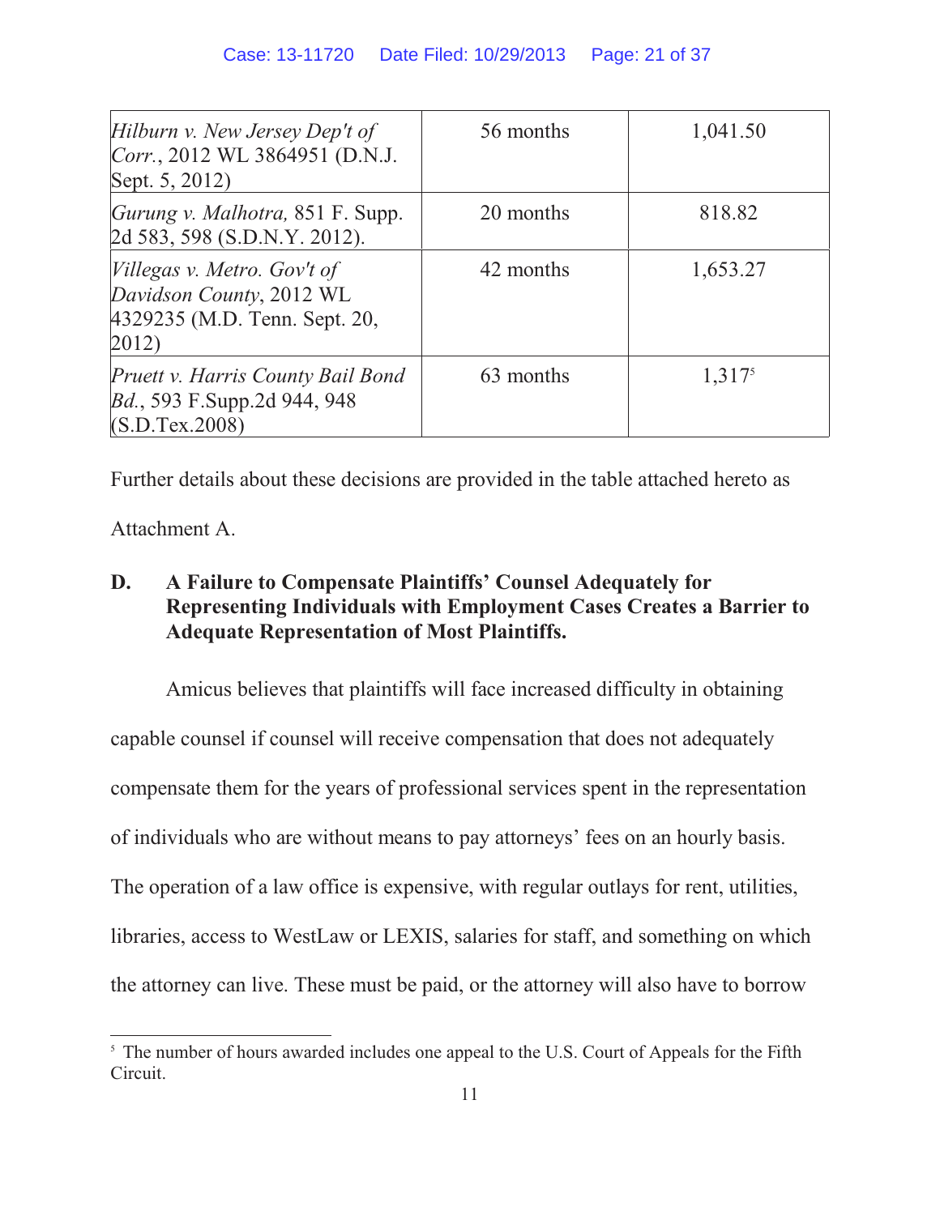| | | |
|---|---|---|
| *Hilburn v. New Jersey Dep't of Corr.*, 2012 WL 3864951 (D.N.J. Sept. 5, 2012) | 56 months | 1,041.50 |
| *Gurung v. Malhotra,* 851 F. Supp. 2d 583, 598 (S.D.N.Y. 2012). | 20 months | 818.82 |
| *Villegas v. Metro. Gov't of Davidson County*, 2012 WL 4329235 (M.D. Tenn. Sept. 20, 2012) | 42 months | 1,653.27 |
| *Pruett v. Harris County Bail Bond Bd.*, 593 F.Supp.2d 944, 948 (S.D.Tex.2008) | 63 months | 1,317[5] |

Further details about these decisions are provided in the table attached hereto as Attachment A.

### D. A Failure to Compensate Plaintiffs' Counsel Adequately for Representing Individuals with Employment Cases Creates a Barrier to Adequate Representation of Most Plaintiffs.

Amicus believes that plaintiffs will face increased difficulty in obtaining capable counsel if counsel will receive compensation that does not adequately compensate them for the years of professional services spent in the representation of individuals who are without means to pay attorneys' fees on an hourly basis. The operation of a law office is expensive, with regular outlays for rent, utilities, libraries, access to WestLaw or LEXIS, salaries for staff, and something on which the attorney can live. These must be paid, or the attorney will also have to borrow

[5] The number of hours awarded includes one appeal to the U.S. Court of Appeals for the Fifth Circuit.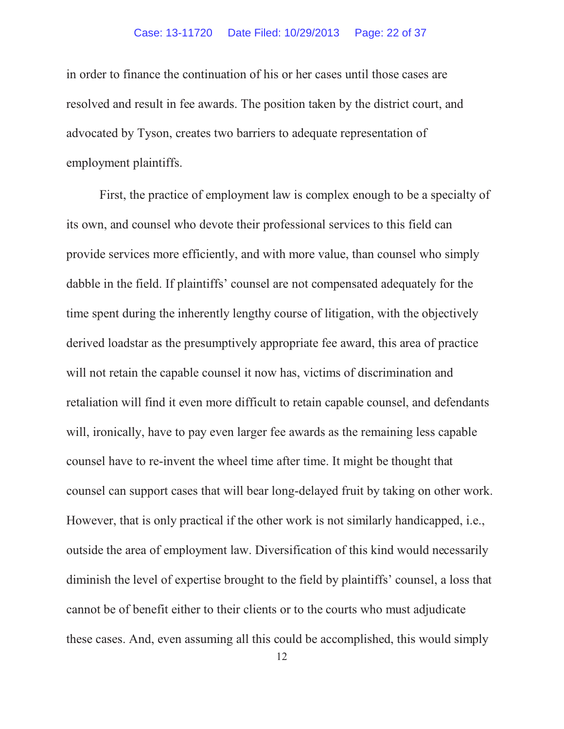in order to finance the continuation of his or her cases until those cases are resolved and result in fee awards. The position taken by the district court, and advocated by Tyson, creates two barriers to adequate representation of employment plaintiffs.

First, the practice of employment law is complex enough to be a specialty of its own, and counsel who devote their professional services to this field can provide services more efficiently, and with more value, than counsel who simply dabble in the field. If plaintiffs' counsel are not compensated adequately for the time spent during the inherently lengthy course of litigation, with the objectively derived loadstar as the presumptively appropriate fee award, this area of practice will not retain the capable counsel it now has, victims of discrimination and retaliation will find it even more difficult to retain capable counsel, and defendants will, ironically, have to pay even larger fee awards as the remaining less capable counsel have to re-invent the wheel time after time. It might be thought that counsel can support cases that will bear long-delayed fruit by taking on other work. However, that is only practical if the other work is not similarly handicapped, i.e., outside the area of employment law. Diversification of this kind would necessarily diminish the level of expertise brought to the field by plaintiffs' counsel, a loss that cannot be of benefit either to their clients or to the courts who must adjudicate these cases. And, even assuming all this could be accomplished, this would simply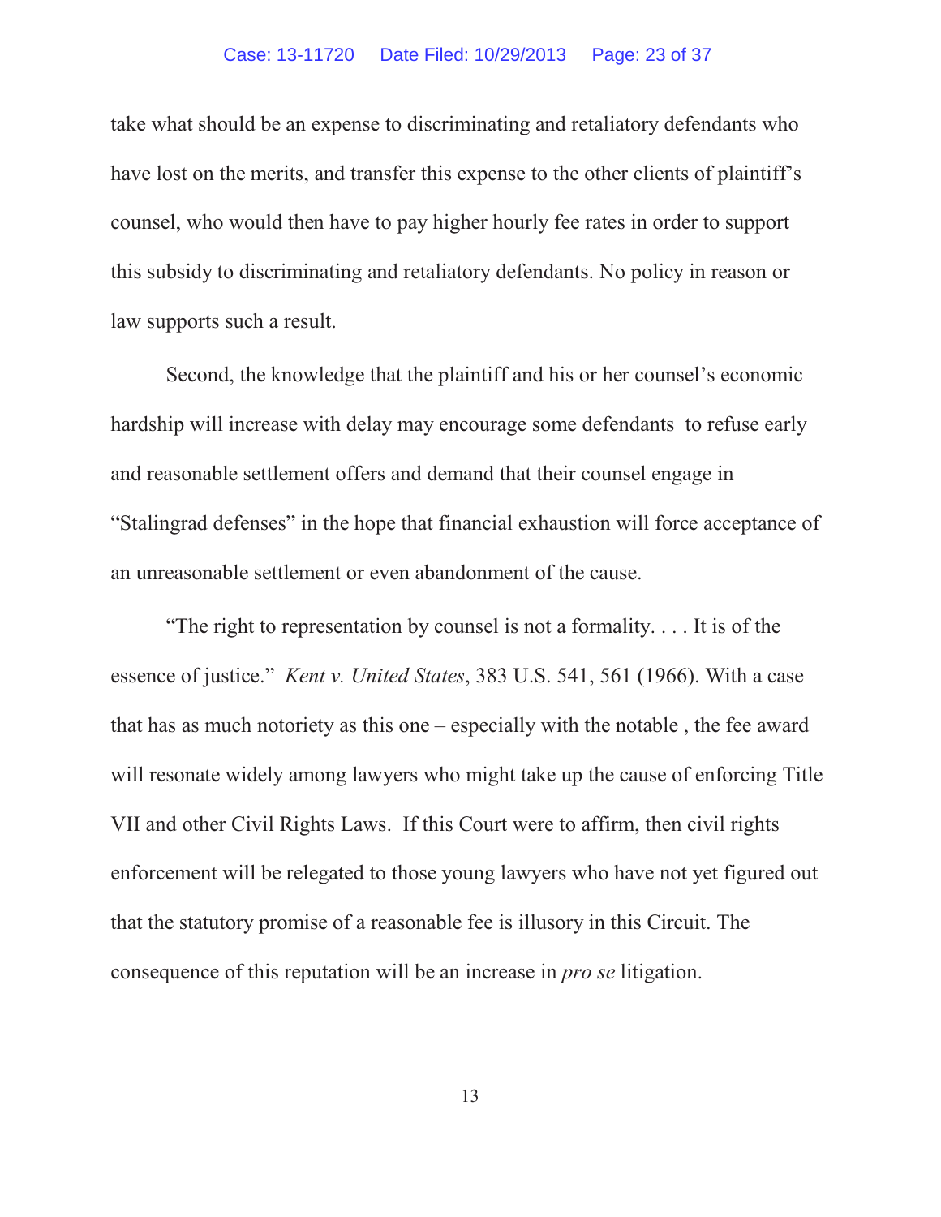take what should be an expense to discriminating and retaliatory defendants who have lost on the merits, and transfer this expense to the other clients of plaintiff's counsel, who would then have to pay higher hourly fee rates in order to support this subsidy to discriminating and retaliatory defendants. No policy in reason or law supports such a result.

Second, the knowledge that the plaintiff and his or her counsel's economic hardship will increase with delay may encourage some defendants to refuse early and reasonable settlement offers and demand that their counsel engage in "Stalingrad defenses" in the hope that financial exhaustion will force acceptance of an unreasonable settlement or even abandonment of the cause.

"The right to representation by counsel is not a formality. . . . It is of the essence of justice." *Kent v. United States*, 383 U.S. 541, 561 (1966). With a case that has as much notoriety as this one – especially with the notable , the fee award will resonate widely among lawyers who might take up the cause of enforcing Title VII and other Civil Rights Laws. If this Court were to affirm, then civil rights enforcement will be relegated to those young lawyers who have not yet figured out that the statutory promise of a reasonable fee is illusory in this Circuit. The consequence of this reputation will be an increase in *pro se* litigation.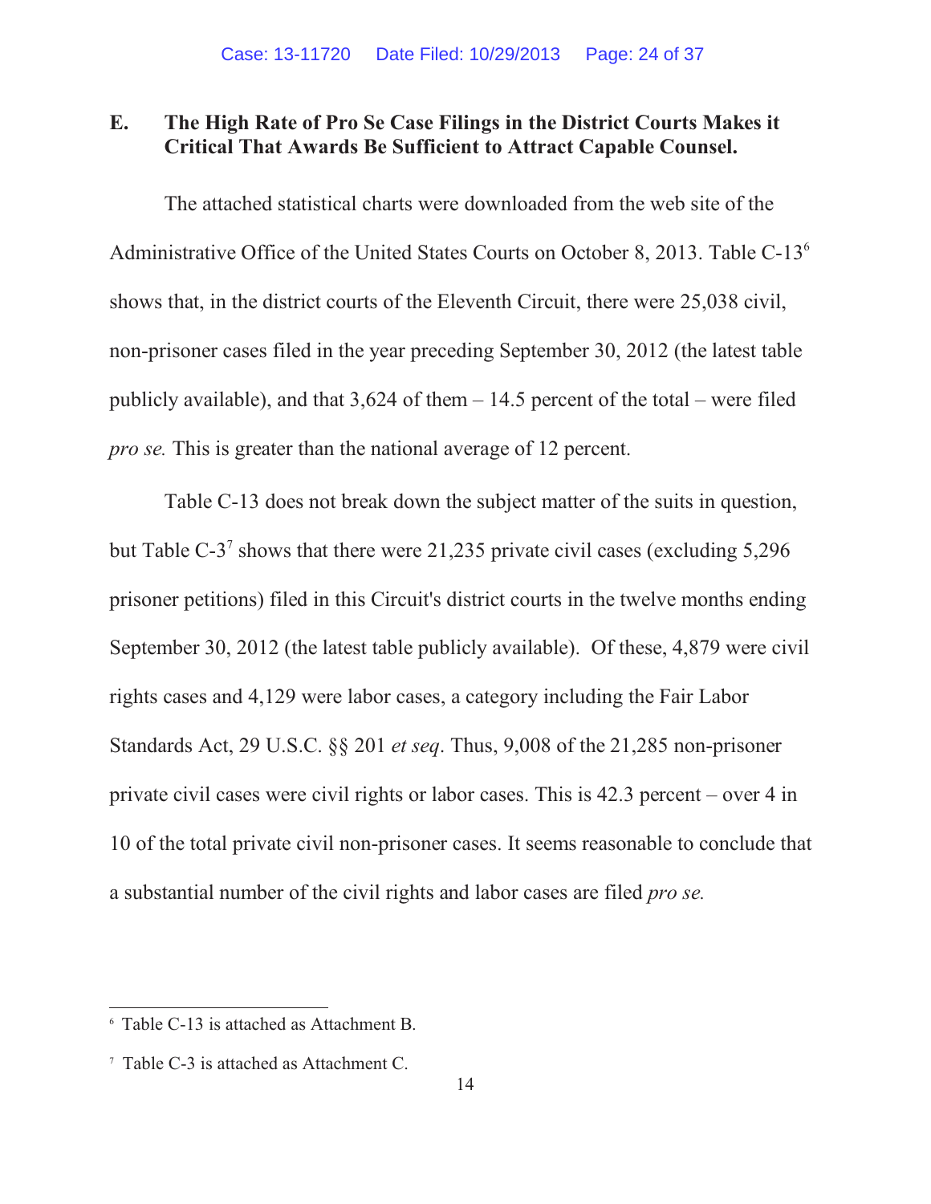### E. The High Rate of Pro Se Case Filings in the District Courts Makes it Critical That Awards Be Sufficient to Attract Capable Counsel.

The attached statistical charts were downloaded from the web site of the Administrative Office of the United States Courts on October 8, 2013. Table C-13[6] shows that, in the district courts of the Eleventh Circuit, there were 25,038 civil, non-prisoner cases filed in the year preceding September 30, 2012 (the latest table publicly available), and that 3,624 of them – 14.5 percent of the total – were filed *pro se.* This is greater than the national average of 12 percent.

Table C-13 does not break down the subject matter of the suits in question, but Table C-3[7] shows that there were 21,235 private civil cases (excluding 5,296 prisoner petitions) filed in this Circuit's district courts in the twelve months ending September 30, 2012 (the latest table publicly available). Of these, 4,879 were civil rights cases and 4,129 were labor cases, a category including the Fair Labor Standards Act, 29 U.S.C. §§ 201 *et seq*. Thus, 9,008 of the 21,285 non-prisoner private civil cases were civil rights or labor cases. This is 42.3 percent – over 4 in 10 of the total private civil non-prisoner cases. It seems reasonable to conclude that a substantial number of the civil rights and labor cases are filed *pro se.*

---

[6] Table C-13 is attached as Attachment B.

[7] Table C-3 is attached as Attachment C.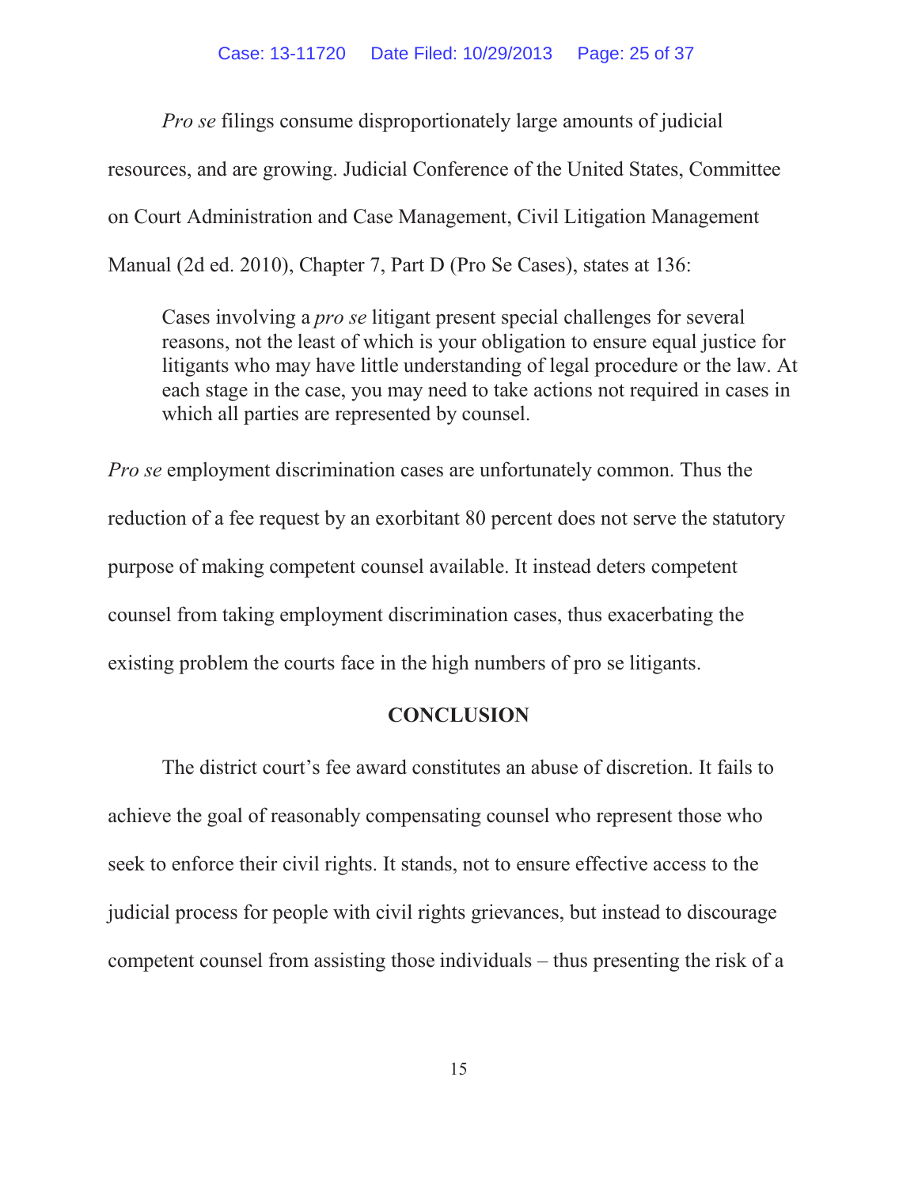*Pro se* filings consume disproportionately large amounts of judicial resources, and are growing. Judicial Conference of the United States, Committee on Court Administration and Case Management, Civil Litigation Management Manual (2d ed. 2010), Chapter 7, Part D (Pro Se Cases), states at 136:

> Cases involving a *pro se* litigant present special challenges for several reasons, not the least of which is your obligation to ensure equal justice for litigants who may have little understanding of legal procedure or the law. At each stage in the case, you may need to take actions not required in cases in which all parties are represented by counsel.

*Pro se* employment discrimination cases are unfortunately common. Thus the reduction of a fee request by an exorbitant 80 percent does not serve the statutory purpose of making competent counsel available. It instead deters competent counsel from taking employment discrimination cases, thus exacerbating the existing problem the courts face in the high numbers of pro se litigants.

## CONCLUSION

The district court's fee award constitutes an abuse of discretion. It fails to achieve the goal of reasonably compensating counsel who represent those who seek to enforce their civil rights. It stands, not to ensure effective access to the judicial process for people with civil rights grievances, but instead to discourage competent counsel from assisting those individuals – thus presenting the risk of a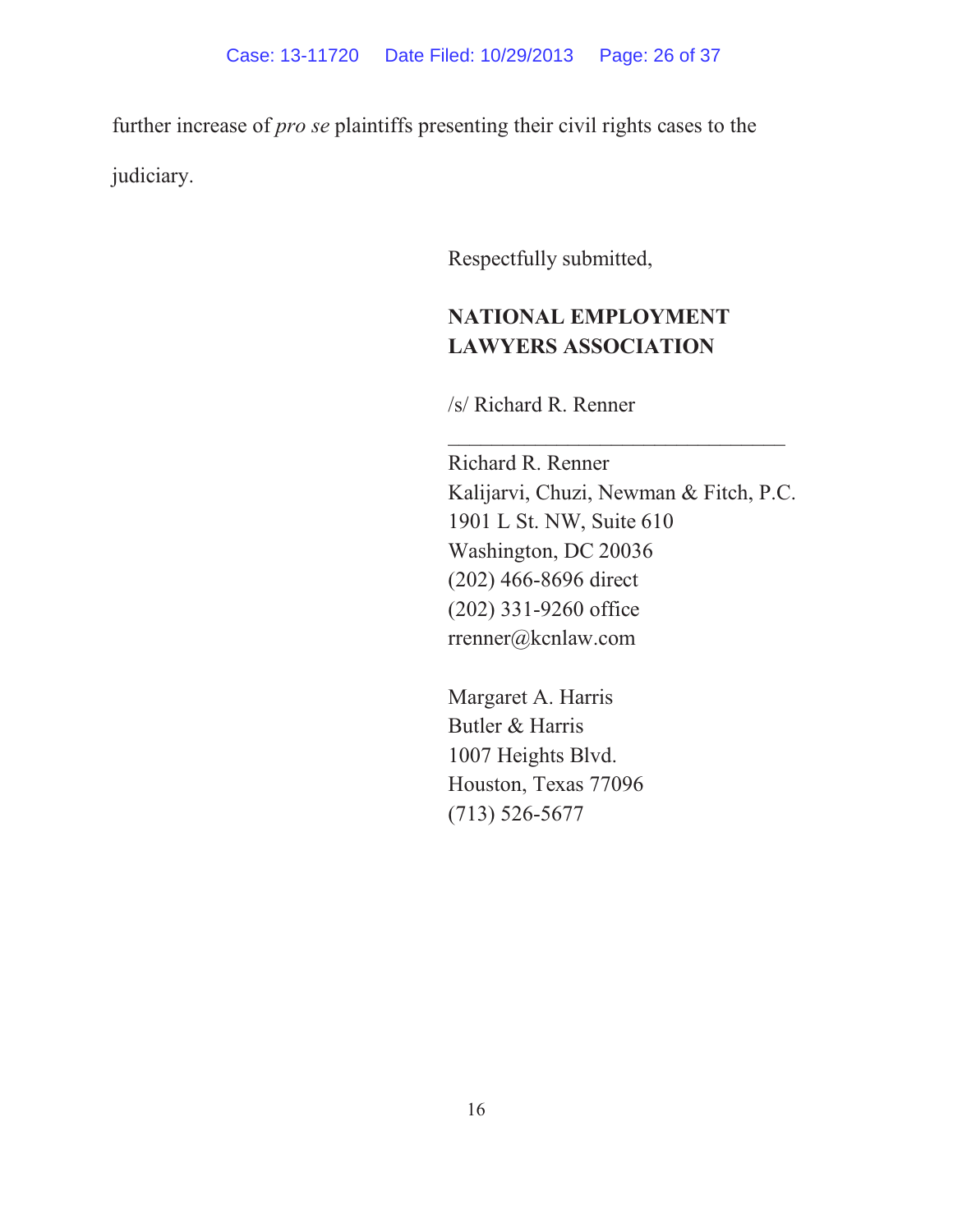further increase of *pro se* plaintiffs presenting their civil rights cases to the judiciary.

Respectfully submitted,

**NATIONAL EMPLOYMENT LAWYERS ASSOCIATION**

/s/ Richard R. Renner

\_\_\_\_\_\_\_\_\_\_\_\_\_\_\_\_\_\_\_\_\_\_\_\_\_\_\_\_\_\_\_\_

Richard R. Renner
Kalijarvi, Chuzi, Newman & Fitch, P.C.
1901 L St. NW, Suite 610
Washington, DC 20036
(202) 466-8696 direct
(202) 331-9260 office
rrenner@kcnlaw.com

Margaret A. Harris
Butler & Harris
1007 Heights Blvd.
Houston, Texas 77096
(713) 526-5677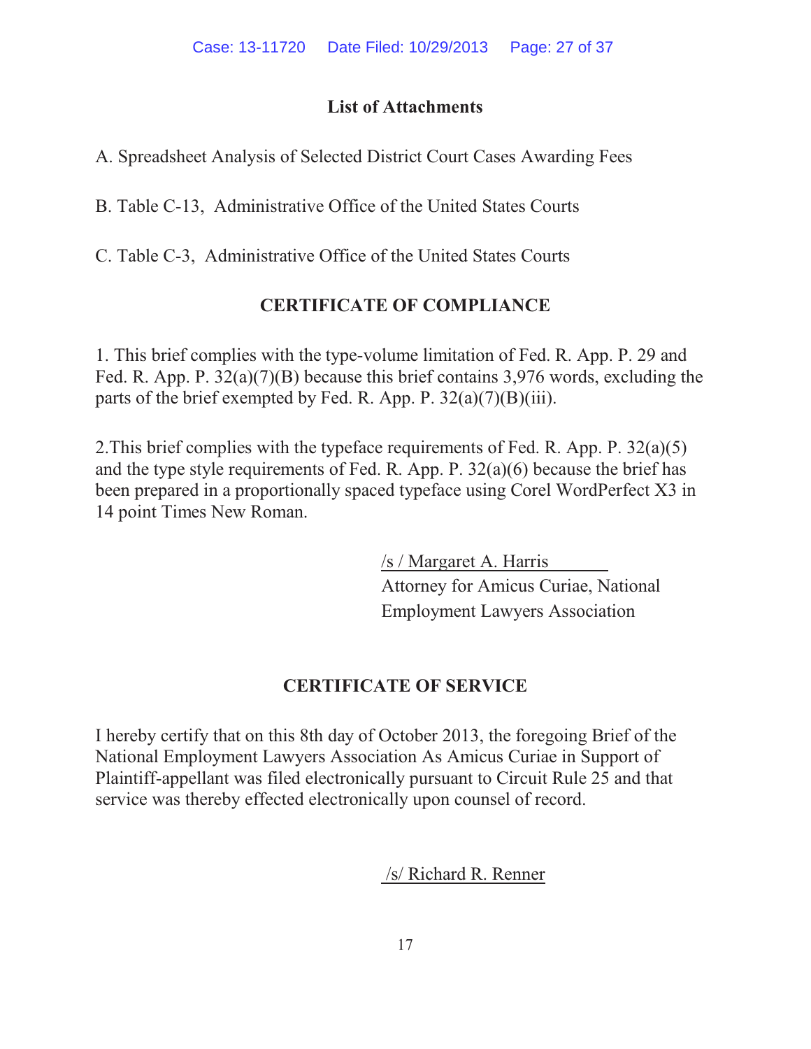## List of Attachments

A. Spreadsheet Analysis of Selected District Court Cases Awarding Fees

B. Table C-13, Administrative Office of the United States Courts

C. Table C-3, Administrative Office of the United States Courts

## CERTIFICATE OF COMPLIANCE

1. This brief complies with the type-volume limitation of Fed. R. App. P. 29 and Fed. R. App. P. 32(a)(7)(B) because this brief contains 3,976 words, excluding the parts of the brief exempted by Fed. R. App. P. 32(a)(7)(B)(iii).

2.This brief complies with the typeface requirements of Fed. R. App. P. 32(a)(5) and the type style requirements of Fed. R. App. P. 32(a)(6) because the brief has been prepared in a proportionally spaced typeface using Corel WordPerfect X3 in 14 point Times New Roman.

/s / Margaret A. Harris
Attorney for Amicus Curiae, National Employment Lawyers Association

## CERTIFICATE OF SERVICE

I hereby certify that on this 8th day of October 2013, the foregoing Brief of the National Employment Lawyers Association As Amicus Curiae in Support of Plaintiff-appellant was filed electronically pursuant to Circuit Rule 25 and that service was thereby effected electronically upon counsel of record.

/s/ Richard R. Renner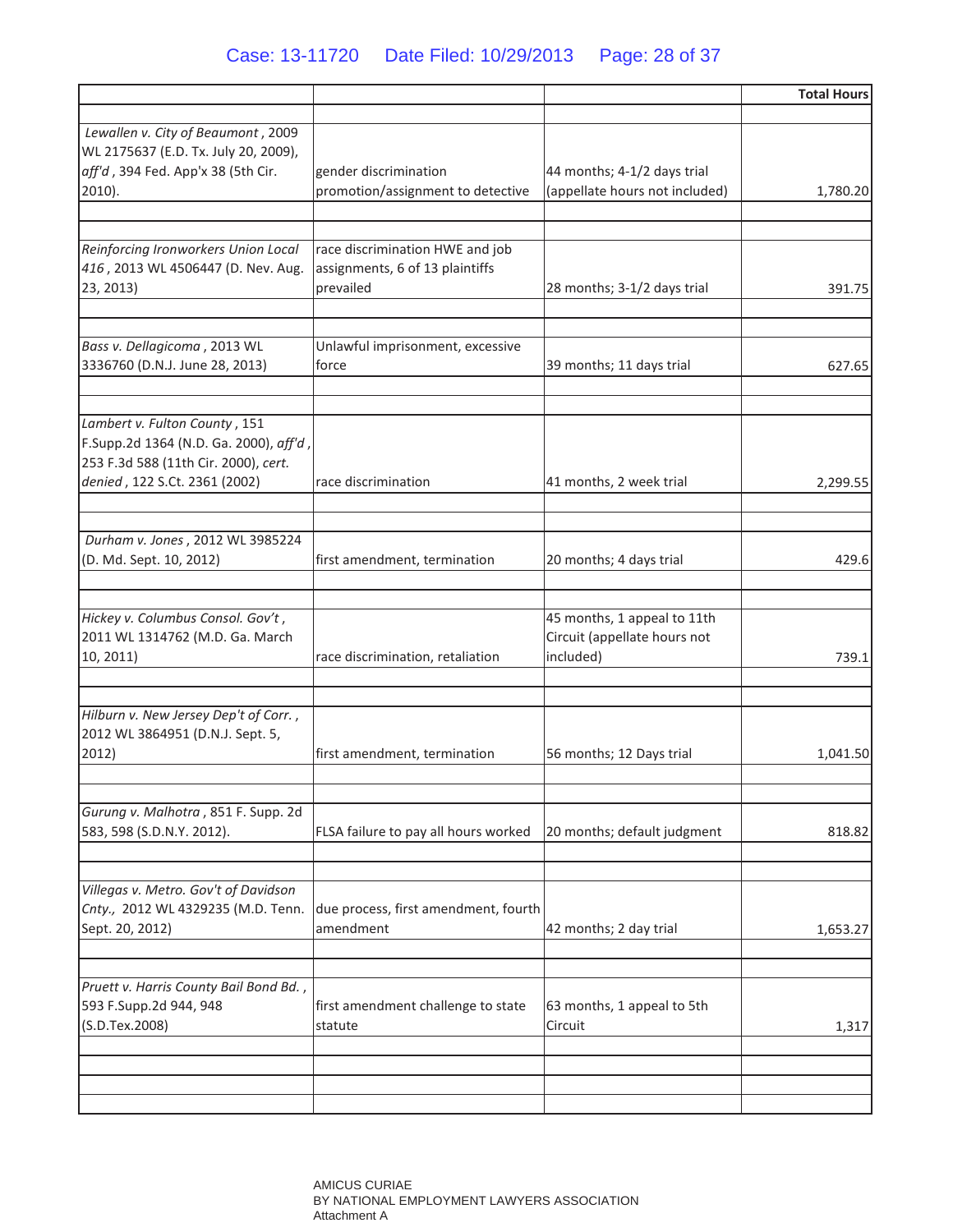| | | | Total Hours |
|---|---|---|---|
| *Lewallen v. City of Beaumont*, 2009 WL 2175637 (E.D. Tx. July 20, 2009), *aff'd*, 394 Fed. App'x 38 (5th Cir. 2010). | gender discrimination promotion/assignment to detective | 44 months; 4-1/2 days trial (appellate hours not included) | 1,780.20 |
| *Reinforcing Ironworkers Union Local 416*, 2013 WL 4506447 (D. Nev. Aug. 23, 2013) | race discrimination HWE and job assignments, 6 of 13 plaintiffs prevailed | 28 months; 3-1/2 days trial | 391.75 |
| *Bass v. Dellagicoma*, 2013 WL 3336760 (D.N.J. June 28, 2013) | Unlawful imprisonment, excessive force | 39 months; 11 days trial | 627.65 |
| *Lambert v. Fulton County*, 151 F.Supp.2d 1364 (N.D. Ga. 2000), *aff'd*, 253 F.3d 588 (11th Cir. 2000), *cert. denied*, 122 S.Ct. 2361 (2002) | race discrimination | 41 months, 2 week trial | 2,299.55 |
| *Durham v. Jones*, 2012 WL 3985224 (D. Md. Sept. 10, 2012) | first amendment, termination | 20 months; 4 days trial | 429.6 |
| *Hickey v. Columbus Consol. Gov't*, 2011 WL 1314762 (M.D. Ga. March 10, 2011) | race discrimination, retaliation | 45 months, 1 appeal to 11th Circuit (appellate hours not included) | 739.1 |
| *Hilburn v. New Jersey Dep't of Corr.*, 2012 WL 3864951 (D.N.J. Sept. 5, 2012) | first amendment, termination | 56 months; 12 Days trial | 1,041.50 |
| *Gurung v. Malhotra*, 851 F. Supp. 2d 583, 598 (S.D.N.Y. 2012). | FLSA failure to pay all hours worked | 20 months; default judgment | 818.82 |
| *Villegas v. Metro. Gov't of Davidson Cnty.,* 2012 WL 4329235 (M.D. Tenn. Sept. 20, 2012) | due process, first amendment, fourth amendment | 42 months; 2 day trial | 1,653.27 |
| *Pruett v. Harris County Bail Bond Bd.*, 593 F.Supp.2d 944, 948 (S.D.Tex.2008) | first amendment challenge to state statute | 63 months, 1 appeal to 5th Circuit | 1,317 |

AMICUS CURIAE
BY NATIONAL EMPLOYMENT LAWYERS ASSOCIATION
Attachment A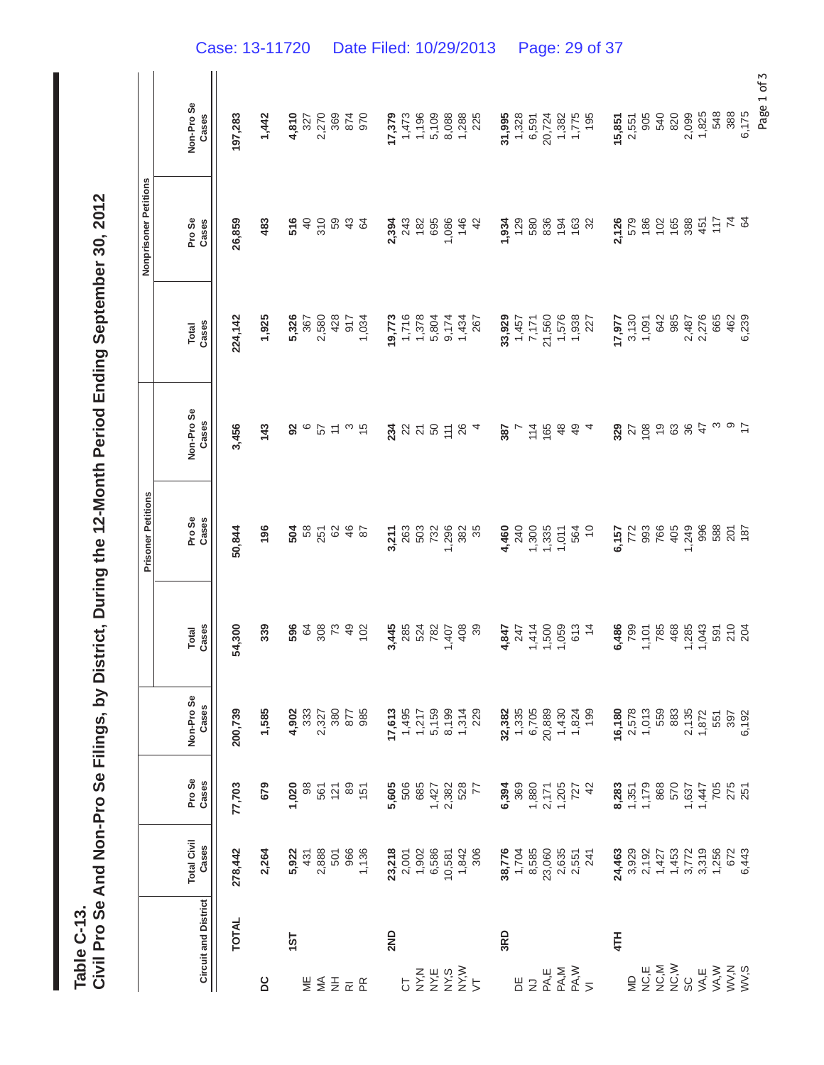# Table C-13.

## Civil Pro Se And Non-Pro Se Filings, by District, During the 12-Month Period Ending September 30, 2012

| Circuit and District | Total Civil Cases | Pro Se Cases | Non-Pro Se Cases | Prisoner Petitions | | | Nonprisoner Petitions | | |
|---|---|---|---|---|---|---|---|---|---|
| | | | | Total Cases | Pro Se Cases | Non-Pro Se Cases | Total Cases | Pro Se Cases | Non-Pro Se Cases |
| **TOTAL** | **278,442** | **77,703** | **200,739** | **54,300** | **50,844** | **3,456** | **224,142** | **26,859** | **197,283** |
| **DC** | **2,264** | **679** | **1,585** | **339** | **196** | **143** | **1,925** | **483** | **1,442** |
| **1ST** | **5,922** | **1,020** | **4,902** | **596** | **504** | **92** | **5,326** | **516** | **4,810** |
| ME | 431 | 98 | 333 | 64 | 58 | 6 | 367 | 40 | 327 |
| MA | 2,888 | 561 | 2,327 | 308 | 251 | 57 | 2,580 | 310 | 2,270 |
| NH | 501 | 121 | 380 | 73 | 62 | 11 | 428 | 59 | 369 |
| RI | 966 | 89 | 877 | 49 | 46 | 3 | 917 | 43 | 874 |
| PR | 1,136 | 151 | 985 | 102 | 87 | 15 | 1,034 | 64 | 970 |
| **2ND** | **23,218** | **5,605** | **17,613** | **3,445** | **3,211** | **234** | **19,773** | **2,394** | **17,379** |
| CT | 2,001 | 506 | 1,495 | 285 | 263 | 22 | 1,716 | 243 | 1,473 |
| NY,N | 1,902 | 685 | 1,217 | 524 | 503 | 21 | 1,378 | 182 | 1,196 |
| NY,E | 6,586 | 1,427 | 5,159 | 782 | 732 | 50 | 5,804 | 695 | 5,109 |
| NY,S | 10,581 | 2,382 | 8,199 | 1,407 | 1,296 | 111 | 9,174 | 1,086 | 8,088 |
| NY,W | 1,842 | 528 | 1,314 | 408 | 382 | 26 | 1,434 | 146 | 1,288 |
| VT | 306 | 77 | 229 | 39 | 35 | 4 | 267 | 42 | 225 |
| **3RD** | **38,776** | **6,394** | **32,382** | **4,847** | **4,460** | **387** | **33,929** | **1,934** | **31,995** |
| DE | 1,704 | 369 | 1,335 | 247 | 240 | 7 | 1,457 | 129 | 1,328 |
| NJ | 8,585 | 1,880 | 6,705 | 1,414 | 1,300 | 114 | 7,171 | 580 | 6,591 |
| PA,E | 23,060 | 2,171 | 20,889 | 1,500 | 1,335 | 165 | 21,560 | 836 | 20,724 |
| PA,M | 2,635 | 1,205 | 1,430 | 1,059 | 1,011 | 48 | 1,576 | 194 | 1,382 |
| PA,W | 2,551 | 727 | 1,824 | 613 | 564 | 49 | 1,938 | 163 | 1,775 |
| VI | 241 | 42 | 199 | 14 | 10 | 4 | 227 | 32 | 195 |
| **4TH** | **24,463** | **8,283** | **16,180** | **6,486** | **6,157** | **329** | **17,977** | **2,126** | **15,851** |
| MD | 3,929 | 1,351 | 2,578 | 799 | 772 | 27 | 3,130 | 579 | 2,551 |
| NC,E | 2,192 | 1,179 | 1,013 | 1,101 | 993 | 108 | 1,091 | 186 | 905 |
| NC,M | 1,427 | 868 | 559 | 785 | 766 | 19 | 642 | 102 | 540 |
| NC,W | 1,453 | 570 | 883 | 468 | 405 | 63 | 985 | 165 | 820 |
| SC | 3,772 | 1,637 | 2,135 | 1,285 | 1,249 | 36 | 2,487 | 388 | 2,099 |
| VA,E | 3,319 | 1,447 | 1,872 | 1,043 | 996 | 47 | 2,276 | 451 | 1,825 |
| VA,W | 1,256 | 705 | 551 | 591 | 588 | 3 | 665 | 117 | 548 |
| WV,N | 672 | 275 | 397 | 210 | 201 | 9 | 462 | 74 | 388 |
| WV,S | 6,443 | 251 | 6,192 | 204 | 187 | 17 | 6,239 | 64 | 6,175 |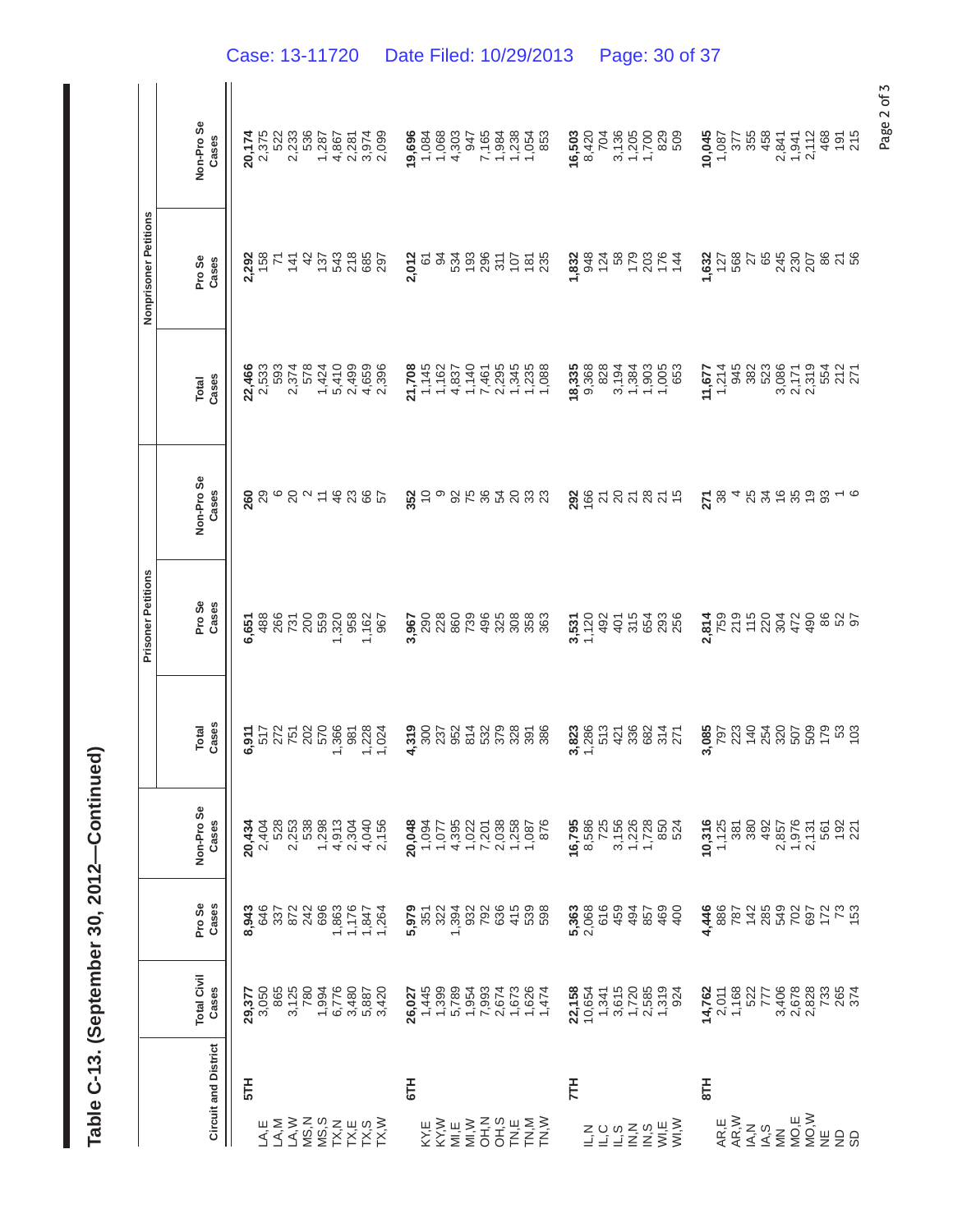# Table C-13. (September 30, 2012—Continued)

| Circuit and District | Total Civil Cases | Pro Se Cases | Non-Pro Se Cases | Prisoner Petitions | | | Nonprisoner Petitions | | |
|---|---|---|---|---|---|---|---|---|---|
| | | | | Total Cases | Pro Se Cases | Non-Pro Se Cases | Total Cases | Pro Se Cases | Non-Pro Se Cases |
| **5TH** | **29,377** | **8,943** | **20,434** | **6,911** | **6,651** | **260** | **22,466** | **2,292** | **20,174** |
| LA,E | 3,050 | 646 | 2,404 | 517 | 488 | 29 | 2,533 | 158 | 2,375 |
| LA,M | 865 | 337 | 528 | 272 | 266 | 6 | 593 | 71 | 522 |
| LA,W | 3,125 | 872 | 2,253 | 751 | 731 | 20 | 2,374 | 141 | 2,233 |
| MS,N | 780 | 242 | 538 | 202 | 200 | 2 | 578 | 42 | 536 |
| MS,S | 1,994 | 696 | 1,298 | 570 | 559 | 11 | 1,424 | 137 | 1,287 |
| TX,N | 6,776 | 1,863 | 4,913 | 1,366 | 1,320 | 46 | 5,410 | 543 | 4,867 |
| TX,E | 3,480 | 1,176 | 2,304 | 981 | 958 | 23 | 2,499 | 218 | 2,281 |
| TX,S | 5,887 | 1,847 | 4,040 | 1,228 | 1,162 | 66 | 4,659 | 685 | 3,974 |
| TX,W | 3,420 | 1,264 | 2,156 | 1,024 | 967 | 57 | 2,396 | 297 | 2,099 |
| **6TH** | **26,027** | **5,979** | **20,048** | **4,319** | **3,967** | **352** | **21,708** | **2,012** | **19,696** |
| KY,E | 1,445 | 351 | 1,094 | 300 | 290 | 10 | 1,145 | 61 | 1,084 |
| KY,W | 1,399 | 322 | 1,077 | 237 | 228 | 9 | 1,162 | 94 | 1,068 |
| MI,E | 5,789 | 1,394 | 4,395 | 952 | 860 | 92 | 4,837 | 534 | 4,303 |
| MI,W | 1,954 | 932 | 1,022 | 814 | 739 | 75 | 1,140 | 193 | 947 |
| OH,N | 7,993 | 792 | 7,201 | 532 | 496 | 36 | 7,461 | 296 | 7,165 |
| OH,S | 2,674 | 636 | 2,038 | 379 | 325 | 54 | 2,295 | 311 | 1,984 |
| TN,E | 1,673 | 415 | 1,258 | 328 | 308 | 20 | 1,345 | 107 | 1,238 |
| TN,M | 1,626 | 539 | 1,087 | 391 | 358 | 33 | 1,235 | 181 | 1,054 |
| TN,W | 1,474 | 598 | 876 | 386 | 363 | 23 | 1,088 | 235 | 853 |
| **7TH** | **22,158** | **5,363** | **16,795** | **3,823** | **3,531** | **292** | **18,335** | **1,832** | **16,503** |
| IL,N | 10,654 | 2,068 | 8,586 | 1,286 | 1,120 | 166 | 9,368 | 948 | 8,420 |
| IL,C | 1,341 | 616 | 725 | 513 | 492 | 21 | 828 | 124 | 704 |
| IL,S | 3,615 | 459 | 3,156 | 421 | 401 | 20 | 3,194 | 58 | 3,136 |
| IN,N | 1,720 | 494 | 1,226 | 336 | 315 | 21 | 1,384 | 179 | 1,205 |
| IN,S | 2,585 | 857 | 1,728 | 682 | 654 | 28 | 1,903 | 203 | 1,700 |
| WI,E | 1,319 | 469 | 850 | 314 | 293 | 21 | 1,005 | 176 | 829 |
| WI,W | 924 | 400 | 524 | 271 | 256 | 15 | 653 | 144 | 509 |
| **8TH** | **14,762** | **4,446** | **10,316** | **3,085** | **2,814** | **271** | **11,677** | **1,632** | **10,045** |
| AR,E | 2,011 | 886 | 1,125 | 797 | 759 | 38 | 1,214 | 127 | 1,087 |
| AR,W | 1,168 | 787 | 381 | 223 | 219 | 4 | 945 | 568 | 377 |
| IA,N | 522 | 142 | 380 | 140 | 115 | 25 | 382 | 27 | 355 |
| IA,S | 777 | 285 | 492 | 254 | 220 | 34 | 523 | 65 | 458 |
| MN | 3,406 | 549 | 2,857 | 320 | 304 | 16 | 3,086 | 245 | 2,841 |
| MO,E | 2,678 | 702 | 1,976 | 507 | 472 | 35 | 2,171 | 230 | 1,941 |
| MO,W | 2,828 | 697 | 2,131 | 509 | 490 | 19 | 2,319 | 207 | 2,112 |
| NE | 733 | 172 | 561 | 179 | 86 | 93 | 554 | 86 | 468 |
| ND | 265 | 73 | 192 | 53 | 52 | 1 | 212 | 21 | 191 |
| SD | 374 | 153 | 221 | 103 | 97 | 6 | 271 | 56 | 215 |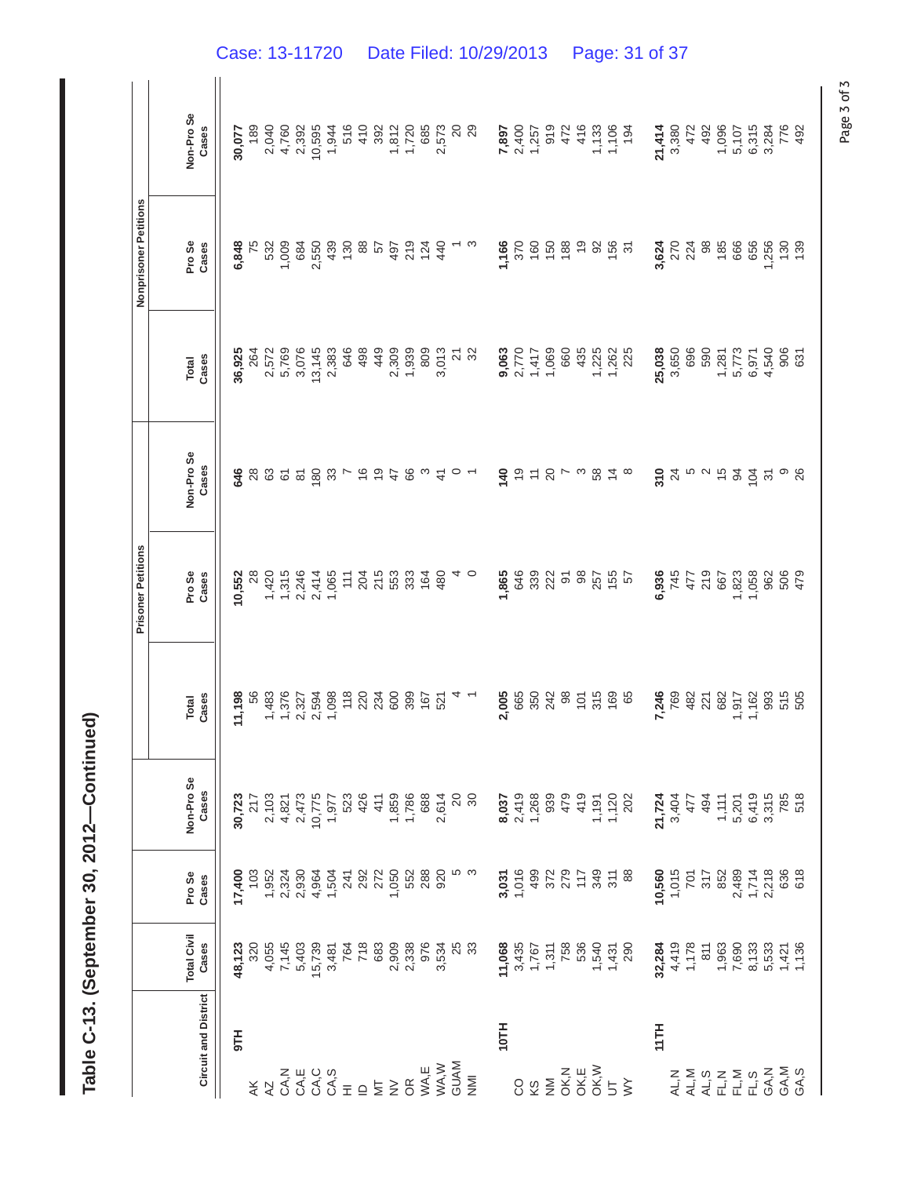# Table C-13. (September 30, 2012—Continued)

| Circuit and District | Total Civil Cases | Pro Se Cases | Non-Pro Se Cases | Prisoner Petitions | | | Nonprisoner Petitions | | |
|---|---|---|---|---|---|---|---|---|---|
| | | | | Total Cases | Pro Se Cases | Non-Pro Se Cases | Total Cases | Pro Se Cases | Non-Pro Se Cases |
| **9TH** | **48,123** | **17,400** | **30,723** | **11,198** | **10,552** | **646** | **36,925** | **6,848** | **30,077** |
| AK | 320 | 103 | 217 | 56 | 28 | 28 | 264 | 75 | 189 |
| AZ | 4,055 | 1,952 | 2,103 | 1,483 | 1,420 | 63 | 2,572 | 532 | 2,040 |
| CA,N | 7,145 | 2,324 | 4,821 | 1,376 | 1,315 | 61 | 5,769 | 1,009 | 4,760 |
| CA,E | 5,403 | 2,930 | 2,473 | 2,327 | 2,246 | 81 | 3,076 | 684 | 2,392 |
| CA,C | 15,739 | 4,964 | 10,775 | 2,594 | 2,414 | 180 | 13,145 | 2,550 | 10,595 |
| CA,S | 3,481 | 1,504 | 1,977 | 1,098 | 1,065 | 33 | 2,383 | 439 | 1,944 |
| HI | 764 | 241 | 523 | 118 | 111 | 7 | 646 | 130 | 516 |
| ID | 718 | 292 | 426 | 220 | 204 | 16 | 498 | 88 | 410 |
| MT | 683 | 272 | 411 | 234 | 215 | 19 | 449 | 57 | 392 |
| NV | 2,909 | 1,050 | 1,859 | 600 | 553 | 47 | 2,309 | 497 | 1,812 |
| OR | 2,338 | 552 | 1,786 | 399 | 333 | 66 | 1,939 | 219 | 1,720 |
| WA,E | 976 | 288 | 688 | 167 | 164 | 3 | 809 | 124 | 685 |
| WA,W | 3,534 | 920 | 2,614 | 521 | 480 | 41 | 3,013 | 440 | 2,573 |
| GUAM | 25 | 5 | 20 | 4 | 4 | 0 | 21 | 1 | 20 |
| NMI | 33 | 3 | 30 | 1 | 0 | 1 | 32 | 3 | 29 |
| **10TH** | **11,068** | **3,031** | **8,037** | **2,005** | **1,865** | **140** | **9,063** | **1,166** | **7,897** |
| CO | 3,435 | 1,016 | 2,419 | 665 | 646 | 19 | 2,770 | 370 | 2,400 |
| KS | 1,767 | 499 | 1,268 | 350 | 339 | 11 | 1,417 | 160 | 1,257 |
| NM | 1,311 | 372 | 939 | 242 | 222 | 20 | 1,069 | 150 | 919 |
| OK,N | 758 | 279 | 479 | 98 | 91 | 7 | 660 | 188 | 472 |
| OK,E | 536 | 117 | 419 | 101 | 98 | 3 | 435 | 19 | 416 |
| OK,W | 1,540 | 349 | 1,191 | 315 | 257 | 58 | 1,225 | 92 | 1,133 |
| UT | 1,431 | 311 | 1,120 | 169 | 155 | 14 | 1,262 | 156 | 1,106 |
| WY | 290 | 88 | 202 | 65 | 57 | 8 | 225 | 31 | 194 |
| **11TH** | **32,284** | **10,560** | **21,724** | **7,246** | **6,936** | **310** | **25,038** | **3,624** | **21,414** |
| AL,N | 4,419 | 1,015 | 3,404 | 769 | 745 | 24 | 3,650 | 270 | 3,380 |
| AL,M | 1,178 | 701 | 477 | 482 | 477 | 5 | 696 | 224 | 472 |
| AL,S | 811 | 317 | 494 | 221 | 219 | 2 | 590 | 98 | 492 |
| FL,N | 1,963 | 852 | 1,111 | 682 | 667 | 15 | 1,281 | 185 | 1,096 |
| FL,M | 7,690 | 2,489 | 5,201 | 1,917 | 1,823 | 94 | 5,773 | 666 | 5,107 |
| FL,S | 8,133 | 1,714 | 6,419 | 1,162 | 1,058 | 104 | 6,971 | 656 | 6,315 |
| GA,N | 5,533 | 2,218 | 3,315 | 993 | 962 | 31 | 4,540 | 1,256 | 3,284 |
| GA,M | 1,421 | 636 | 785 | 515 | 506 | 9 | 906 | 130 | 776 |
| GA,S | 1,136 | 618 | 518 | 505 | 479 | 26 | 631 | 139 | 492 |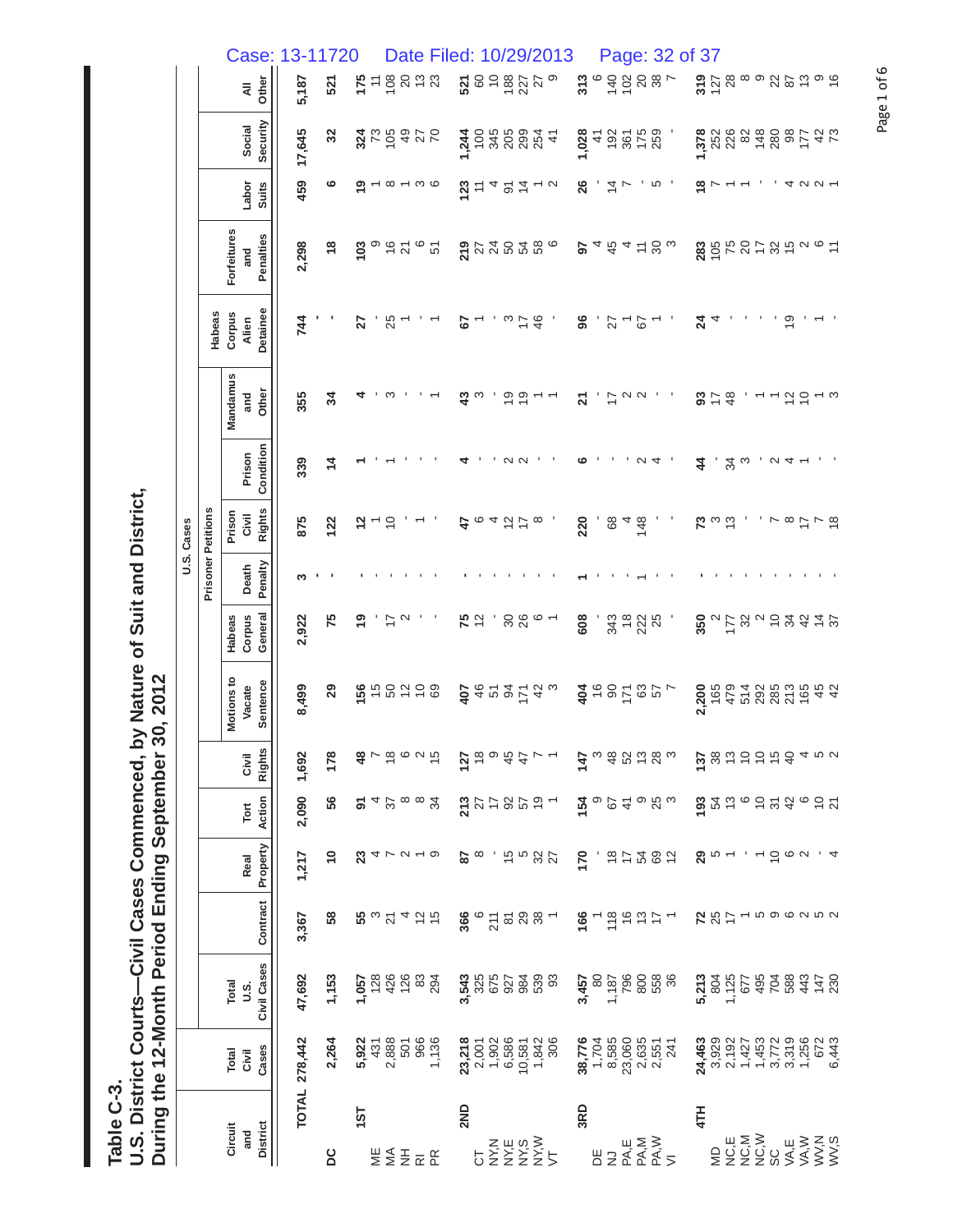**Table C-3.**

**U.S. District Courts—Civil Cases Commenced, by Nature of Suit and District, During the 12-Month Period Ending September 30, 2012**

| Circuit and District | Total Civil Cases | Total U.S. Civil Cases | Contract | Real Property | Tort Action | Civil Rights | Motions to Vacate Sentence | Habeas Corpus General | Death Penalty | Prison Civil Rights | Prison Condition | Mandamus and Other | Habeas Corpus Alien Detainee | Forfeitures and Penalties | Labor Suits | Social Security | All Other |
|---|---|---|---|---|---|---|---|---|---|---|---|---|---|---|---|---|---|
| | | U.S. Cases | | | | | | Prisoner Petitions | | | | | | | | | |
| **TOTAL** | **278,442** | **47,692** | **3,367** | **1,217** | **2,090** | **1,692** | **8,499** | **2,922** | **3** | **875** | **339** | **355** | **744** | **2,298** | **459** | **17,645** | **5,187** |
| **DC** | **2,264** | **1,153** | **58** | **10** | **56** | **178** | **29** | **75** | **-** | **122** | **14** | **34** | **-** | **18** | **6** | **32** | **521** |
| **1ST** | **5,922** | **1,057** | **55** | **23** | **91** | **48** | **156** | **19** | **-** | **12** | **1** | **4** | **27** | **103** | **19** | **324** | **175** |
| ME | 431 | 128 | 3 | 4 | 4 | 7 | 15 | - | - | 1 | - | - | - | 9 | 1 | 73 | 11 |
| MA | 2,888 | 426 | 21 | 7 | 37 | 18 | 50 | 17 | - | 10 | 1 | 3 | 25 | 16 | 8 | 105 | 108 |
| NH | 501 | 126 | 4 | 2 | 8 | 6 | 12 | 2 | - | - | - | - | 1 | 21 | 1 | 49 | 20 |
| RI | 966 | 83 | 12 | 1 | 8 | 2 | 10 | - | - | 1 | - | - | - | 6 | 3 | 27 | 13 |
| PR | 1,136 | 294 | 15 | 9 | 34 | 15 | 69 | - | - | - | - | 1 | 1 | 51 | 6 | 70 | 23 |
| **2ND** | **23,218** | **3,543** | **366** | **87** | **213** | **127** | **407** | **75** | **-** | **47** | **4** | **43** | **67** | **219** | **123** | **1,244** | **521** |
| CT | 2,001 | 325 | 6 | 8 | 27 | 18 | 46 | 12 | - | 6 | - | 3 | 1 | 27 | 11 | 100 | 60 |
| NY,N | 1,902 | 675 | 211 | - | 17 | 9 | 51 | - | - | 4 | - | - | - | 24 | 4 | 345 | 10 |
| NY,E | 6,586 | 927 | 81 | 15 | 92 | 45 | 94 | 30 | - | 12 | 2 | 19 | 3 | 50 | 91 | 205 | 188 |
| NY,S | 10,581 | 984 | 29 | 5 | 57 | 47 | 171 | 26 | - | 17 | 2 | 19 | 17 | 54 | 14 | 299 | 227 |
| NY,W | 1,842 | 539 | 38 | 32 | 19 | 7 | 42 | 6 | - | 8 | - | 1 | 46 | 58 | 1 | 254 | 27 |
| VT | 306 | 93 | 1 | 27 | 1 | 1 | 3 | 1 | - | - | - | 1 | - | 6 | 2 | 41 | 9 |
| **3RD** | **38,776** | **3,457** | **166** | **170** | **154** | **147** | **404** | **608** | **1** | **220** | **6** | **21** | **96** | **97** | **26** | **1,028** | **313** |
| DE | 1,704 | 80 | 1 | - | 9 | 3 | 16 | - | - | - | - | - | - | 4 | - | 41 | 6 |
| NJ | 8,585 | 1,187 | 118 | 18 | 67 | 48 | 90 | 343 | - | 68 | - | 17 | 27 | 45 | 14 | 192 | 140 |
| PA,E | 23,060 | 796 | 16 | 17 | 41 | 52 | 171 | 18 | - | 4 | - | 2 | 1 | 4 | 7 | 361 | 102 |
| PA,M | 2,635 | 800 | 13 | 54 | 9 | 13 | 63 | 222 | 1 | 148 | 2 | 2 | 67 | 11 | - | 175 | 20 |
| PA,W | 2,551 | 558 | 17 | 69 | 25 | 28 | 57 | 25 | - | - | 4 | - | 1 | 30 | 5 | 259 | 38 |
| VI | 241 | 36 | 1 | 12 | 3 | 3 | 7 | - | - | - | - | - | - | 3 | - | - | 7 |
| **4TH** | **24,463** | **5,213** | **72** | **29** | **193** | **137** | **2,200** | **350** | **-** | **73** | **44** | **93** | **24** | **283** | **18** | **1,378** | **319** |
| MD | 3,929 | 804 | 25 | 5 | 54 | 38 | 165 | 2 | - | 3 | - | 17 | 4 | 105 | 7 | 252 | 127 |
| NC,E | 2,192 | 1,125 | 17 | 1 | 13 | 13 | 479 | 177 | - | 13 | 34 | 48 | - | 75 | 1 | 226 | 28 |
| NC,M | 1,427 | 677 | 1 | - | 6 | 10 | 514 | 32 | - | - | 3 | - | - | 20 | 1 | 82 | 8 |
| NC,W | 1,453 | 495 | 5 | 1 | 10 | 10 | 292 | 2 | - | - | - | 1 | - | 17 | - | 148 | 9 |
| SC | 3,772 | 704 | 9 | 10 | 31 | 15 | 285 | 10 | - | 7 | 2 | 1 | - | 32 | - | 280 | 22 |
| VA,E | 3,319 | 588 | 6 | 6 | 42 | 40 | 213 | 34 | - | 8 | 4 | 12 | 19 | 15 | 4 | 98 | 87 |
| VA,W | 1,256 | 443 | 2 | 2 | 6 | 4 | 165 | 42 | - | 17 | 1 | 10 | - | 2 | 2 | 177 | 13 |
| WV,N | 672 | 147 | 5 | - | 10 | 5 | 45 | 14 | - | 7 | - | 1 | 1 | 6 | 2 | 42 | 9 |
| WV,S | 6,443 | 230 | 2 | 4 | 21 | 2 | 42 | 37 | - | 18 | - | 3 | - | 11 | 1 | 73 | 16 |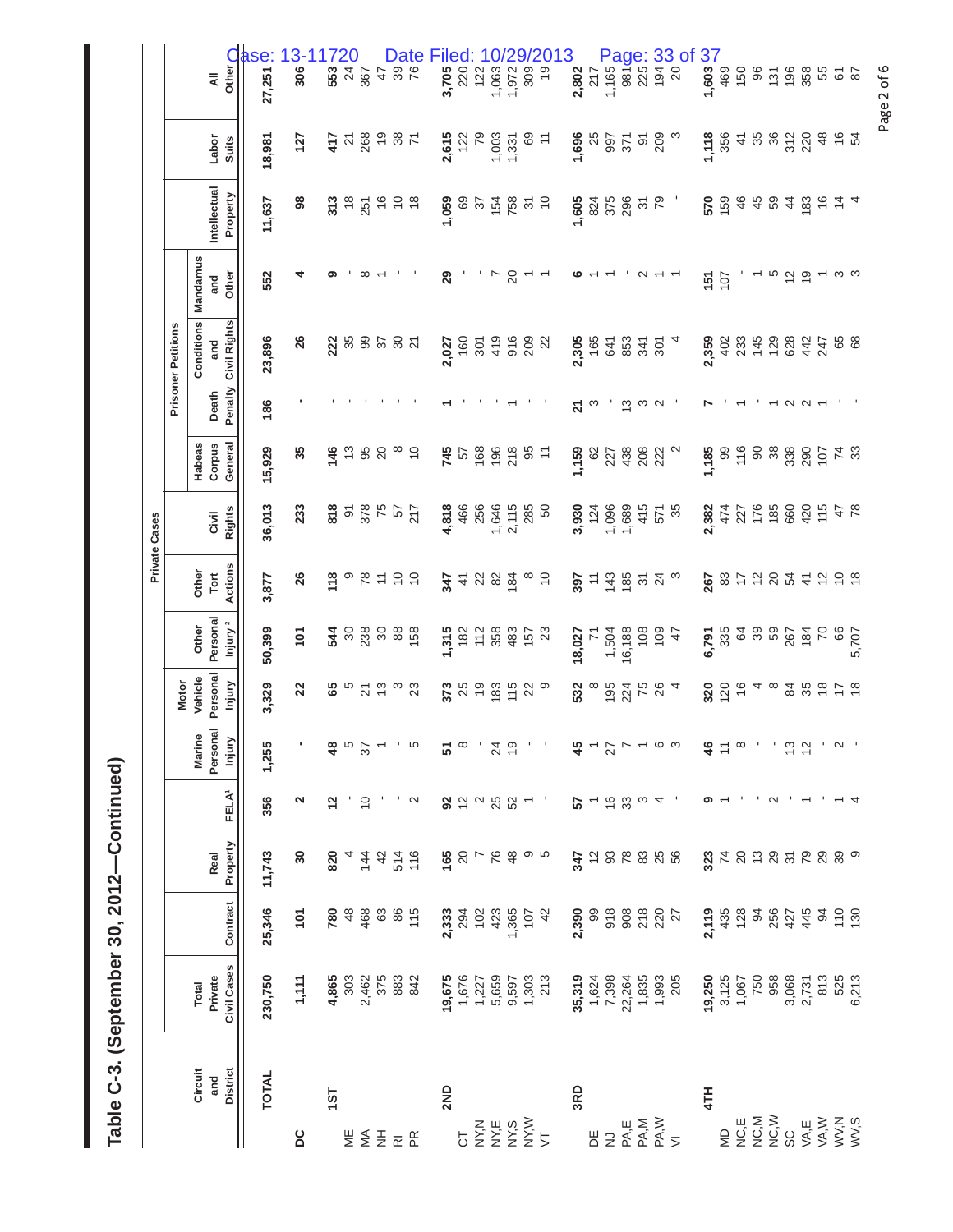# Table C-3. (September 30, 2012—Continued)

| Circuit and District | Private Cases | | | | | | | | | | | | | | | |
|---|---|---|---|---|---|---|---|---|---|---|---|---|---|---|---|---|
| | | | | | | | | | | Prisoner Petitions | | | | | | |
| | Total Private Civil Cases | Contract | Real Property | FELA[1] | Marine Personal Injury | Motor Vehicle Personal Injury | Other Personal Injury[2] | Other Tort Actions | Civil Rights | Habeas Corpus General | Death Penalty | Conditions and Civil Rights | Mandamus and Other | Intellectual Property | Labor Suits | All Other |
| **TOTAL** | **230,750** | **25,346** | **11,743** | **356** | **1,255** | **3,329** | **50,399** | **3,877** | **36,013** | **15,929** | **186** | **23,896** | **552** | **11,637** | **18,981** | **27,251** |
| **DC** | **1,111** | **101** | **30** | **2** | **-** | **22** | **101** | **26** | **233** | **35** | **-** | **26** | **4** | **98** | **127** | **306** |
| **1ST** | **4,865** | **780** | **820** | **12** | **48** | **65** | **544** | **118** | **818** | **146** | **-** | **222** | **9** | **313** | **417** | **553** |
| ME | 303 | 48 | 4 | - | 5 | 5 | 30 | 9 | 91 | 13 | - | 35 | - | 18 | 21 | 24 |
| MA | 2,462 | 468 | 144 | 10 | 37 | 21 | 238 | 78 | 378 | 95 | - | 99 | 8 | 251 | 268 | 367 |
| NH | 375 | 63 | 42 | - | 1 | 13 | 30 | 11 | 75 | 20 | - | 37 | 1 | 16 | 19 | 47 |
| RI | 883 | 86 | 514 | - | - | 3 | 88 | 10 | 57 | 8 | - | 30 | - | 10 | 38 | 39 |
| PR | 842 | 115 | 116 | 2 | 5 | 23 | 158 | 10 | 217 | 10 | - | 21 | - | 18 | 71 | 76 |
| **2ND** | **19,675** | **2,333** | **165** | **92** | **51** | **373** | **1,315** | **347** | **4,818** | **745** | **1** | **2,027** | **29** | **1,059** | **2,615** | **3,705** |
| CT | 1,676 | 294 | 20 | 12 | 8 | 25 | 182 | 41 | 466 | 57 | - | 160 | - | 69 | 122 | 220 |
| NY,N | 1,227 | 102 | 7 | 2 | - | 19 | 112 | 22 | 256 | 168 | - | 301 | - | 37 | 79 | 122 |
| NY,E | 5,659 | 423 | 76 | 25 | 24 | 183 | 358 | 82 | 1,646 | 196 | - | 419 | 7 | 154 | 1,003 | 1,063 |
| NY,S | 9,597 | 1,365 | 48 | 52 | 19 | 115 | 483 | 184 | 2,115 | 218 | 1 | 916 | 20 | 758 | 1,331 | 1,972 |
| NY,W | 1,303 | 107 | 9 | 1 | - | 22 | 157 | 8 | 285 | 95 | - | 209 | 1 | 31 | 69 | 309 |
| VT | 213 | 42 | 5 | - | - | 9 | 23 | 10 | 50 | 11 | - | 22 | 1 | 10 | 11 | 19 |
| **3RD** | **35,319** | **2,390** | **347** | **57** | **45** | **532** | **18,027** | **397** | **3,930** | **1,159** | **21** | **2,305** | **6** | **1,605** | **1,696** | **2,802** |
| DE | 1,624 | 99 | 12 | 1 | 1 | 8 | 71 | 11 | 124 | 62 | 3 | 165 | 1 | 824 | 25 | 217 |
| NJ | 7,398 | 918 | 93 | 16 | 27 | 195 | 1,504 | 143 | 1,096 | 227 | - | 641 | 1 | 375 | 997 | 1,165 |
| PA,E | 22,264 | 908 | 78 | 33 | 7 | 224 | 16,188 | 185 | 1,689 | 438 | 13 | 853 | - | 296 | 371 | 981 |
| PA,M | 1,835 | 218 | 83 | 3 | 1 | 75 | 108 | 31 | 415 | 208 | 3 | 341 | 2 | 31 | 91 | 225 |
| PA,W | 1,993 | 220 | 25 | 4 | 6 | 26 | 109 | 24 | 571 | 222 | 2 | 301 | 1 | 79 | 209 | 194 |
| VI | 205 | 27 | 56 | - | 3 | 4 | 47 | 3 | 35 | 2 | - | 4 | 1 | - | 3 | 20 |
| **4TH** | **19,250** | **2,119** | **323** | **9** | **46** | **320** | **6,791** | **267** | **2,382** | **1,185** | **7** | **2,359** | **151** | **570** | **1,118** | **1,603** |
| MD | 3,125 | 435 | 74 | 1 | 11 | 120 | 335 | 83 | 474 | 99 | - | 402 | 107 | 159 | 356 | 469 |
| NC,E | 1,067 | 128 | 20 | - | 8 | 16 | 64 | 17 | 227 | 116 | 1 | 233 | - | 46 | 41 | 150 |
| NC,M | 750 | 94 | 13 | - | - | 4 | 39 | 12 | 176 | 90 | - | 145 | 1 | 45 | 35 | 96 |
| NC,W | 958 | 256 | 29 | 2 | - | 8 | 59 | 20 | 185 | 38 | 1 | 129 | 5 | 59 | 36 | 131 |
| SC | 3,068 | 427 | 31 | - | 13 | 84 | 267 | 54 | 660 | 338 | 2 | 628 | 12 | 44 | 312 | 196 |
| VA,E | 2,731 | 445 | 79 | 1 | 12 | 35 | 184 | 41 | 420 | 290 | 2 | 442 | 19 | 183 | 220 | 358 |
| VA,W | 813 | 94 | 29 | - | - | 18 | 70 | 12 | 115 | 107 | 1 | 247 | 1 | 16 | 48 | 55 |
| WV,N | 525 | 110 | 39 | 1 | 2 | 17 | 66 | 10 | 47 | 74 | - | 65 | 3 | 14 | 16 | 61 |
| WV,S | 6,213 | 130 | 9 | 4 | - | 18 | 5,707 | 18 | 78 | 33 | - | 68 | 3 | 4 | 54 | 87 |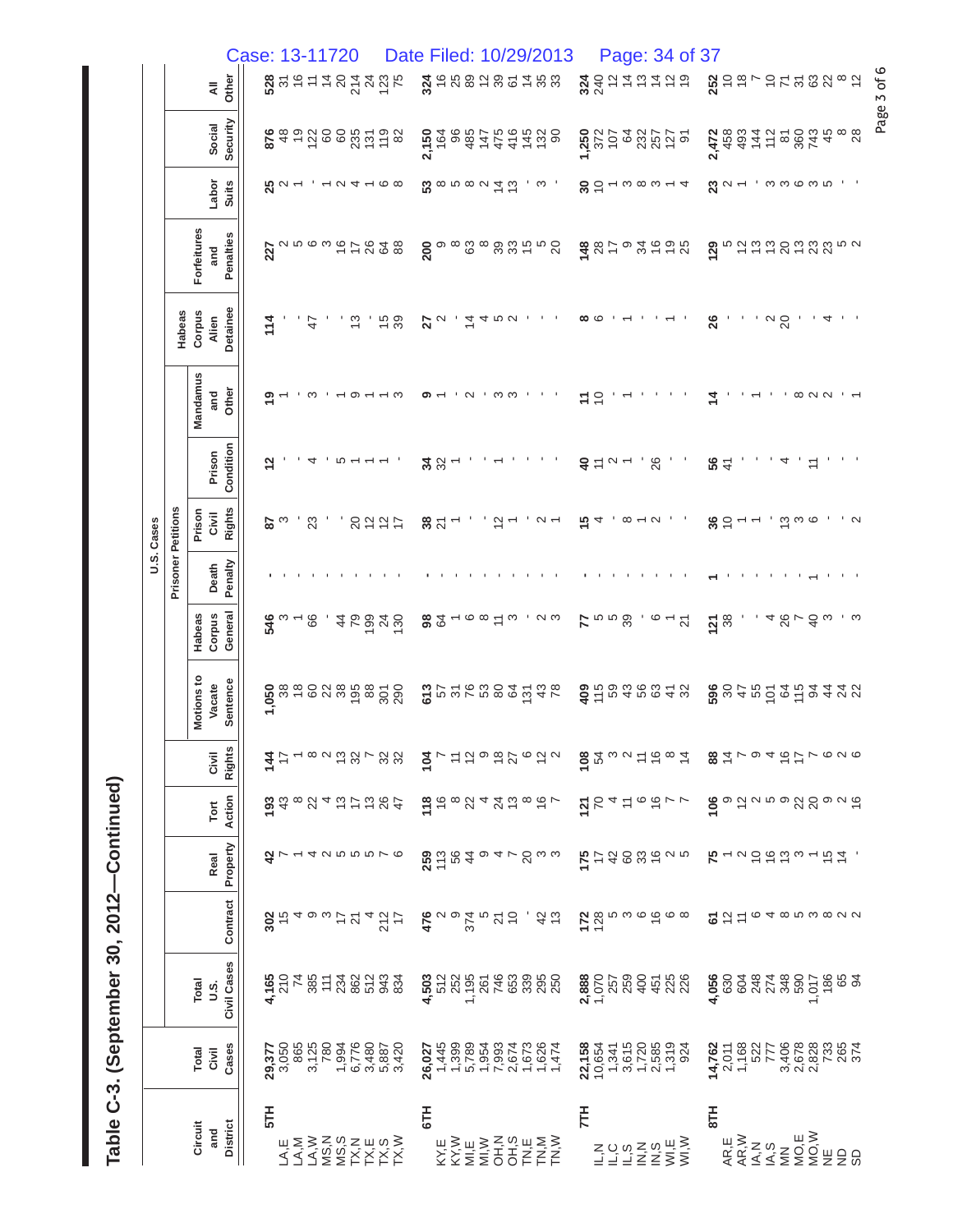# Table C-3. (September 30, 2012—Continued)

| Circuit and District | Total Civil Cases | U.S. Cases | | | | | | | | | | | | | | | |
|---|---|---|---|---|---|---|---|---|---|---|---|---|---|---|---|---|---|
| | | | | | | | Prisoner Petitions | | | | | | | | | | |
| | | Total U.S. Civil Cases | Contract | Real Property | Tort Action | Civil Rights | Motions to Vacate Sentence | Habeas Corpus General | Death Penalty | Prison Civil Rights | Prison Condition | Mandamus and Other | Habeas Corpus Alien Detainee | Forfeitures and Penalties | Labor Suits | Social Security | All Other |
| **5TH** | **29,377** | **4,165** | **302** | **42** | **193** | **144** | **1,050** | **546** | **-** | **87** | **12** | **19** | **114** | **227** | **25** | **876** | **528** |
| LA,E | 3,050 | 210 | 15 | 7 | 43 | 17 | 38 | 3 | - | 3 | - | 1 | - | 2 | 2 | 48 | 31 |
| LA,M | 865 | 74 | 4 | 1 | 8 | 1 | 18 | 1 | - | - | - | - | - | 5 | 1 | 19 | 16 |
| LA,W | 3,125 | 385 | 9 | 4 | 22 | 8 | 60 | 66 | - | 23 | 4 | 3 | 47 | 6 | - | 122 | 11 |
| MS,N | 780 | 111 | 3 | 2 | 4 | 2 | 22 | - | - | - | - | - | - | 3 | - | 60 | 14 |
| MS,S | 1,994 | 234 | 17 | 5 | 13 | 13 | 38 | 44 | - | - | 5 | 1 | - | 16 | 1 | 60 | 20 |
| TX,N | 6,776 | 862 | 21 | 5 | 17 | 32 | 195 | 79 | - | 20 | 1 | 9 | 13 | 17 | 2 | 235 | 214 |
| TX,E | 3,480 | 512 | 4 | 5 | 13 | 7 | 88 | 199 | - | 12 | 1 | 1 | - | 26 | 4 | 131 | 24 |
| TX,S | 5,887 | 943 | 212 | 7 | 26 | 32 | 301 | 24 | - | 12 | 1 | 1 | 15 | 64 | 6 | 119 | 123 |
| TX,W | 3,420 | 834 | 17 | 6 | 47 | 32 | 290 | 130 | - | 17 | - | 3 | 39 | 88 | 8 | 82 | 75 |
| **6TH** | **26,027** | **4,503** | **476** | **259** | **118** | **104** | **613** | **98** | **-** | **38** | **34** | **9** | **27** | **200** | **53** | **2,150** | **324** |
| KY,E | 1,445 | 512 | 2 | 113 | 16 | 7 | 57 | 64 | - | 21 | 32 | 1 | 2 | 9 | 8 | 164 | 16 |
| KY,W | 1,399 | 252 | 9 | 56 | 8 | 11 | 31 | 1 | - | 1 | 1 | - | - | 8 | 5 | 96 | 25 |
| MI,E | 5,789 | 1,195 | 374 | 44 | 22 | 12 | 76 | 6 | - | - | - | 2 | 14 | 63 | 8 | 485 | 89 |
| MI,W | 1,954 | 261 | 5 | 9 | 4 | 9 | 53 | 8 | - | - | - | - | 4 | 8 | 2 | 147 | 12 |
| OH,N | 7,993 | 746 | 21 | 4 | 24 | 18 | 80 | 11 | - | 12 | 1 | 3 | 5 | 39 | 14 | 475 | 39 |
| OH,S | 2,674 | 653 | 10 | 7 | 13 | 27 | 64 | 3 | - | 1 | - | 3 | 2 | 33 | 13 | 416 | 61 |
| TN,E | 1,673 | 339 | - | 20 | 8 | 6 | 131 | - | - | - | - | - | - | 15 | - | 145 | 14 |
| TN,M | 1,626 | 295 | 42 | 3 | 16 | 12 | 43 | 2 | - | 2 | - | - | - | 5 | 3 | 132 | 35 |
| TN,W | 1,474 | 250 | 13 | 3 | 7 | 2 | 78 | 3 | - | 1 | - | - | - | 20 | - | 90 | 33 |
| **7TH** | **22,158** | **2,888** | **172** | **175** | **121** | **108** | **409** | **77** | **-** | **15** | **40** | **11** | **8** | **148** | **30** | **1,250** | **324** |
| IL,N | 10,654 | 1,070 | 128 | 17 | 70 | 54 | 115 | 5 | - | 4 | 11 | 10 | 6 | 28 | 10 | 372 | 240 |
| IL,C | 1,341 | 257 | 5 | 42 | 4 | 3 | 59 | 5 | - | - | 2 | - | - | 17 | 1 | 107 | 12 |
| IL,S | 3,615 | 259 | 3 | 60 | 11 | 2 | 43 | 39 | - | 8 | 1 | 1 | 1 | 9 | 3 | 64 | 14 |
| IN,N | 1,720 | 400 | 6 | 33 | 6 | 11 | 56 | - | - | 1 | - | - | - | 34 | 8 | 232 | 13 |
| IN,S | 2,585 | 451 | 16 | 16 | 16 | 16 | 63 | 6 | - | 2 | 26 | - | - | 16 | 3 | 257 | 14 |
| WI,E | 1,319 | 225 | 6 | 2 | 7 | 8 | 41 | 1 | - | - | - | - | 1 | 19 | 1 | 127 | 12 |
| WI,W | 924 | 226 | 8 | 5 | 7 | 14 | 32 | 21 | - | - | - | - | - | 25 | 4 | 91 | 19 |
| **8TH** | **14,762** | **4,056** | **61** | **75** | **106** | **88** | **596** | **121** | **1** | **36** | **56** | **14** | **26** | **129** | **23** | **2,472** | **252** |
| AR,E | 2,011 | 630 | 12 | 1 | 9 | 14 | 30 | 38 | - | 10 | 41 | - | - | 5 | 2 | 458 | 10 |
| AR,W | 1,168 | 604 | 11 | 2 | 12 | 7 | 47 | - | - | 1 | - | - | - | 12 | 1 | 493 | 18 |
| IA,N | 522 | 248 | 6 | 10 | 2 | 9 | 55 | - | - | 1 | - | 1 | - | 13 | - | 144 | 7 |
| IA,S | 777 | 274 | 4 | 16 | 5 | 4 | 101 | 4 | - | - | - | - | 2 | 13 | 3 | 112 | 10 |
| MN | 3,406 | 348 | 8 | 13 | 9 | 16 | 64 | 26 | - | 13 | 4 | - | 20 | 20 | 3 | 81 | 71 |
| MO,E | 2,678 | 590 | 5 | 3 | 22 | 17 | 115 | 7 | - | 3 | - | 8 | - | 13 | 6 | 360 | 31 |
| MO,W | 2,828 | 1,017 | 3 | 1 | 20 | 7 | 94 | 40 | 1 | 6 | 11 | 2 | - | 23 | 3 | 743 | 63 |
| NE | 733 | 186 | 8 | 15 | 9 | 6 | 44 | 3 | - | - | - | 2 | 4 | 23 | 5 | 45 | 22 |
| ND | 265 | 65 | 2 | 14 | 2 | 2 | 24 | - | - | - | - | - | - | 5 | - | 8 | 8 |
| SD | 374 | 94 | 2 | - | 16 | 6 | 22 | 3 | - | 2 | - | 1 | - | 2 | - | 28 | 12 |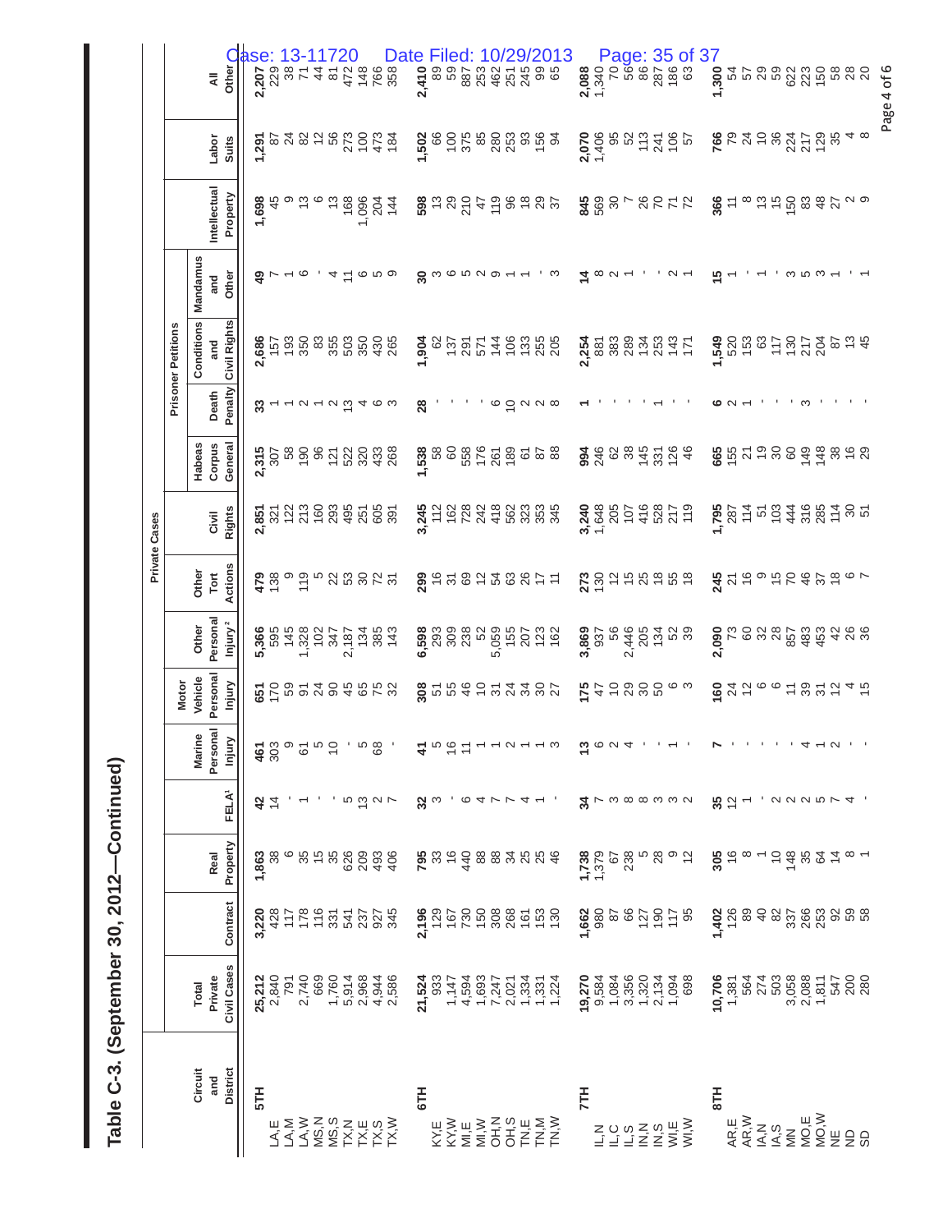# Table C-3. (September 30, 2012—Continued)

| Circuit and District | Total Private Civil Cases | Contract | Real Property | FELA[1] | Marine Personal Injury | Motor Vehicle Personal Injury | Other Personal Injury[2] | Other Tort Actions | Civil Rights | Habeas Corpus General | Death Penalty | Conditions and Civil Rights | Mandamus and Other | Intellectual Property | Labor Suits | All Other |
|---|---|---|---|---|---|---|---|---|---|---|---|---|---|---|---|---|
| | Private Cases | | | | | | | | | Prisoner Petitions | | | | | | |
| **5TH** | **25,212** | **3,220** | **1,863** | **42** | **461** | **651** | **5,366** | **479** | **2,851** | **2,315** | **33** | **2,686** | **49** | **1,698** | **1,291** | **2,207** |
| LA,E | 2,840 | 428 | 38 | 14 | 303 | 170 | 595 | 138 | 321 | 307 | 1 | 157 | 7 | 45 | 87 | 229 |
| LA,M | 791 | 117 | 6 | - | 9 | 59 | 145 | 9 | 122 | 58 | 1 | 193 | 1 | 9 | 24 | 38 |
| LA,W | 2,740 | 178 | 35 | 1 | 61 | 91 | 1,328 | 119 | 213 | 190 | 2 | 350 | 6 | 13 | 82 | 71 |
| MS,N | 669 | 116 | 15 | - | 5 | 24 | 102 | 5 | 160 | 96 | 1 | 83 | - | 6 | 12 | 44 |
| MS,S | 1,760 | 331 | 35 | - | 10 | 90 | 347 | 22 | 293 | 121 | 2 | 355 | 4 | 13 | 56 | 81 |
| TX,N | 5,914 | 541 | 626 | 5 | - | 45 | 2,187 | 53 | 495 | 522 | 13 | 503 | 11 | 168 | 273 | 472 |
| TX,E | 2,968 | 237 | 209 | 13 | 5 | 65 | 134 | 30 | 251 | 320 | 4 | 350 | 6 | 1,096 | 100 | 148 |
| TX,S | 4,944 | 927 | 493 | 2 | 68 | 75 | 385 | 72 | 605 | 433 | 6 | 430 | 5 | 204 | 473 | 766 |
| TX,W | 2,586 | 345 | 406 | 7 | - | 32 | 143 | 31 | 391 | 268 | 3 | 265 | 9 | 144 | 184 | 358 |
| **6TH** | **21,524** | **2,196** | **795** | **32** | **41** | **308** | **6,598** | **299** | **3,245** | **1,538** | **28** | **1,904** | **30** | **598** | **1,502** | **2,410** |
| KY,E | 933 | 129 | 33 | 3 | 5 | 51 | 293 | 16 | 112 | 58 | - | 62 | 3 | 13 | 66 | 89 |
| KY,W | 1,147 | 167 | 16 | - | 16 | 55 | 309 | 31 | 162 | 60 | - | 137 | 6 | 29 | 100 | 59 |
| MI,E | 4,594 | 730 | 440 | 6 | 11 | 46 | 238 | 69 | 728 | 558 | - | 291 | 5 | 210 | 375 | 887 |
| MI,W | 1,693 | 150 | 88 | 4 | 1 | 10 | 52 | 12 | 242 | 176 | - | 571 | 2 | 47 | 85 | 253 |
| OH,N | 7,247 | 308 | 88 | 7 | 1 | 31 | 5,059 | 54 | 418 | 261 | 6 | 144 | 9 | 119 | 280 | 462 |
| OH,S | 2,021 | 268 | 34 | 7 | 2 | 24 | 155 | 63 | 562 | 189 | 10 | 106 | 1 | 96 | 253 | 251 |
| TN,E | 1,334 | 161 | 25 | 4 | 1 | 34 | 207 | 26 | 323 | 61 | 2 | 133 | 1 | 18 | 93 | 245 |
| TN,M | 1,331 | 153 | 25 | 1 | 1 | 30 | 123 | 17 | 353 | 87 | 2 | 255 | - | 29 | 156 | 99 |
| TN,W | 1,224 | 130 | 46 | - | 3 | 27 | 162 | 11 | 345 | 88 | 8 | 205 | 3 | 37 | 94 | 65 |
| **7TH** | **19,270** | **1,662** | **1,738** | **34** | **13** | **175** | **3,869** | **273** | **3,240** | **994** | **1** | **2,254** | **14** | **845** | **2,070** | **2,088** |
| IL,N | 9,584 | 980 | 1,379 | 7 | 6 | 47 | 937 | 130 | 1,648 | 246 | - | 881 | 8 | 569 | 1,406 | 1,340 |
| IL,C | 1,084 | 87 | 67 | 3 | 2 | 10 | 56 | 12 | 205 | 62 | - | 383 | 2 | 30 | 95 | 70 |
| IL,S | 3,356 | 66 | 238 | 8 | 4 | 29 | 2,446 | 15 | 107 | 38 | - | 289 | 1 | 7 | 52 | 56 |
| IN,N | 1,320 | 127 | 5 | 8 | - | 30 | 205 | 25 | 416 | 145 | - | 134 | - | 26 | 113 | 86 |
| IN,S | 2,134 | 190 | 28 | 3 | - | 50 | 134 | 18 | 528 | 331 | 1 | 253 | - | 70 | 241 | 287 |
| WI,E | 1,094 | 117 | 9 | 3 | 1 | 6 | 52 | 55 | 217 | 126 | - | 143 | 2 | 71 | 106 | 186 |
| WI,W | 698 | 95 | 12 | 2 | - | 3 | 39 | 18 | 119 | 46 | - | 171 | 1 | 72 | 57 | 63 |
| **8TH** | **10,706** | **1,402** | **305** | **35** | **7** | **160** | **2,090** | **245** | **1,795** | **665** | **6** | **1,549** | **15** | **366** | **766** | **1,300** |
| AR,E | 1,381 | 126 | 16 | 12 | - | 24 | 73 | 21 | 287 | 155 | 2 | 520 | 1 | 11 | 79 | 54 |
| AR,W | 564 | 89 | 8 | 1 | - | 12 | 60 | 16 | 114 | 21 | 1 | 153 | - | 8 | 24 | 57 |
| IA,N | 274 | 40 | 1 | - | - | 6 | 32 | 9 | 51 | 19 | - | 63 | 1 | 13 | 10 | 29 |
| IA,S | 503 | 82 | 10 | 2 | - | 6 | 28 | 15 | 103 | 30 | - | 117 | - | 15 | 36 | 59 |
| MN | 3,058 | 337 | 148 | 2 | - | 11 | 857 | 70 | 444 | 60 | - | 130 | 3 | 150 | 224 | 622 |
| MO,E | 2,088 | 266 | 35 | 2 | 4 | 39 | 483 | 46 | 316 | 149 | 3 | 217 | 5 | 83 | 217 | 223 |
| MO,W | 1,811 | 253 | 64 | 5 | 1 | 31 | 453 | 37 | 285 | 148 | - | 204 | 3 | 48 | 129 | 150 |
| NE | 547 | 92 | 14 | 7 | 2 | 12 | 42 | 18 | 114 | 38 | - | 87 | 1 | 27 | 35 | 58 |
| ND | 200 | 59 | 8 | 4 | - | 4 | 26 | 6 | 30 | 16 | - | 13 | - | 2 | 4 | 28 |
| SD | 280 | 58 | 1 | - | - | 15 | 36 | 7 | 51 | 29 | - | 45 | 1 | 9 | 8 | 20 |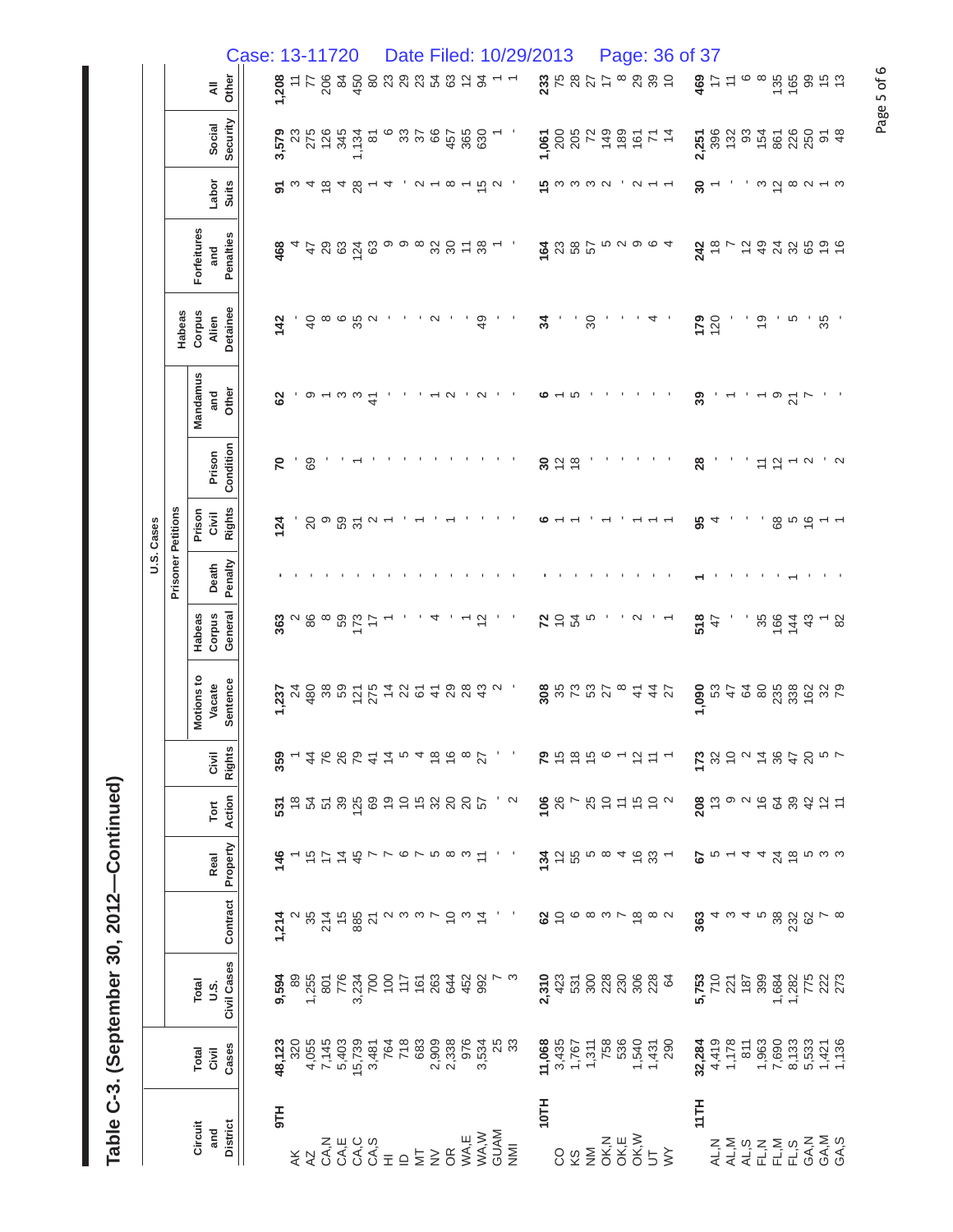# Table C-3. (September 30, 2012—Continued)

| Circuit and District | Total Civil Cases | U.S. Cases | | | | | | | | | | | | | | | |
|---|---|---|---|---|---|---|---|---|---|---|---|---|---|---|---|---|---|
| | | Total U.S. Civil Cases | Contract | Real Property | Tort Action | Civil Rights | Prisoner Petitions | | | | | | | Forfeitures and Penalties | Labor Suits | Social Security | All Other |
| | | | | | | | Motions to Vacate Sentence | Habeas Corpus General | Death Penalty | Prison Civil Rights | Prison Condition | Mandamus and Other | Habeas Corpus Alien Detainee | | | | |
| **9TH** | **48,123** | **9,594** | **1,214** | **146** | **531** | **359** | **1,237** | **363** | **-** | **124** | **70** | **62** | **142** | **468** | **91** | **3,579** | **1,208** |
| AK | 320 | 89 | 2 | 1 | 18 | 1 | 24 | 2 | - | - | - | - | - | 4 | 3 | 23 | 11 |
| AZ | 4,055 | 1,255 | 35 | 15 | 54 | 44 | 480 | 86 | - | 20 | 69 | 9 | 40 | 47 | 4 | 275 | 77 |
| CA,N | 7,145 | 801 | 214 | 17 | 51 | 76 | 38 | 8 | - | 9 | - | 1 | 8 | 29 | 18 | 126 | 206 |
| CA,E | 5,403 | 776 | 15 | 14 | 39 | 26 | 59 | 59 | - | 59 | - | 3 | 6 | 63 | 4 | 345 | 84 |
| CA,C | 15,739 | 3,234 | 885 | 45 | 125 | 79 | 121 | 173 | - | 31 | 1 | 3 | 35 | 124 | 28 | 1,134 | 450 |
| CA,S | 3,481 | 700 | 21 | 7 | 69 | 41 | 275 | 17 | - | 2 | - | 41 | 2 | 63 | 1 | 81 | 80 |
| HI | 764 | 100 | 2 | 7 | 19 | 14 | 14 | 1 | - | 1 | - | - | - | 9 | 4 | 6 | 23 |
| ID | 718 | 117 | 3 | 6 | 10 | 5 | 22 | - | - | - | - | - | - | 9 | - | 33 | 29 |
| MT | 683 | 161 | 3 | 7 | 15 | 4 | 61 | - | - | 1 | - | - | - | 8 | 2 | 37 | 23 |
| NV | 2,909 | 263 | 7 | 5 | 32 | 18 | 41 | 4 | - | - | - | 1 | 2 | 32 | 1 | 66 | 54 |
| OR | 2,338 | 644 | 10 | 8 | 20 | 16 | 29 | - | - | 1 | - | 2 | - | 30 | 8 | 457 | 63 |
| WA,E | 976 | 452 | 3 | 3 | 20 | 8 | 28 | 1 | - | - | - | - | - | 11 | 1 | 365 | 12 |
| WA,W | 3,534 | 992 | 14 | 11 | 57 | 27 | 43 | 12 | - | - | - | 2 | 49 | 38 | 15 | 630 | 94 |
| GUAM | 25 | 7 | - | - | - | - | 2 | - | - | - | - | - | - | 1 | 2 | 1 | 1 |
| NMI | 33 | 3 | - | - | 2 | - | - | - | - | - | - | - | - | - | - | - | 1 |
| **10TH** | **11,068** | **2,310** | **62** | **134** | **106** | **79** | **308** | **72** | **-** | **6** | **30** | **6** | **34** | **164** | **15** | **1,061** | **233** |
| CO | 3,435 | 423 | 10 | 12 | 26 | 15 | 35 | 10 | - | 1 | 12 | 1 | - | 23 | 3 | 200 | 75 |
| KS | 1,767 | 531 | 6 | 55 | 7 | 18 | 73 | 54 | - | 1 | 18 | 5 | - | 58 | 3 | 205 | 28 |
| NM | 1,311 | 300 | 8 | 5 | 25 | 15 | 53 | 5 | - | - | - | - | 30 | 57 | 3 | 72 | 27 |
| OK,N | 758 | 228 | 3 | 8 | 10 | 6 | 27 | - | - | 1 | - | - | - | 5 | 2 | 149 | 17 |
| OK,E | 536 | 230 | 7 | 4 | 11 | 1 | 8 | - | - | - | - | - | - | 2 | - | 189 | 8 |
| OK,W | 1,540 | 306 | 18 | 16 | 15 | 12 | 41 | 2 | - | 1 | - | - | - | 9 | 2 | 161 | 29 |
| UT | 1,431 | 228 | 8 | 33 | 10 | 11 | 44 | - | - | 1 | - | - | 4 | 6 | 1 | 71 | 39 |
| WY | 290 | 64 | 2 | 1 | 2 | 1 | 27 | 1 | - | 1 | - | - | - | 4 | 1 | 14 | 10 |
| **11TH** | **32,284** | **5,753** | **363** | **67** | **208** | **173** | **1,090** | **518** | **1** | **95** | **28** | **39** | **179** | **242** | **30** | **2,251** | **469** |
| AL,N | 4,419 | 710 | 4 | 5 | 13 | 32 | 53 | 47 | - | 4 | - | - | 120 | 18 | 1 | 396 | 17 |
| AL,M | 1,178 | 221 | 3 | 1 | 9 | 10 | 47 | - | - | - | - | 1 | - | 7 | - | 132 | 11 |
| AL,S | 811 | 187 | 4 | 4 | 2 | 2 | 64 | - | - | - | - | - | - | 12 | - | 93 | 6 |
| FL,N | 1,963 | 399 | 5 | 4 | 16 | 14 | 80 | 35 | - | - | 11 | 1 | 19 | 49 | 3 | 154 | 8 |
| FL,M | 7,690 | 1,684 | 38 | 24 | 64 | 36 | 235 | 166 | - | 68 | 12 | 9 | - | 24 | 12 | 861 | 135 |
| FL,S | 8,133 | 1,282 | 232 | 18 | 39 | 47 | 338 | 144 | 1 | 5 | 1 | 21 | 5 | 32 | 8 | 226 | 165 |
| GA,N | 5,533 | 775 | 62 | 5 | 42 | 20 | 162 | 43 | - | 16 | 2 | 7 | - | 65 | 2 | 250 | 99 |
| GA,M | 1,421 | 222 | 7 | 3 | 12 | 5 | 32 | 1 | - | 1 | - | - | 35 | 19 | 1 | 91 | 15 |
| GA,S | 1,136 | 273 | 8 | 3 | 11 | 7 | 79 | 82 | - | 1 | 2 | - | - | 16 | 3 | 48 | 13 |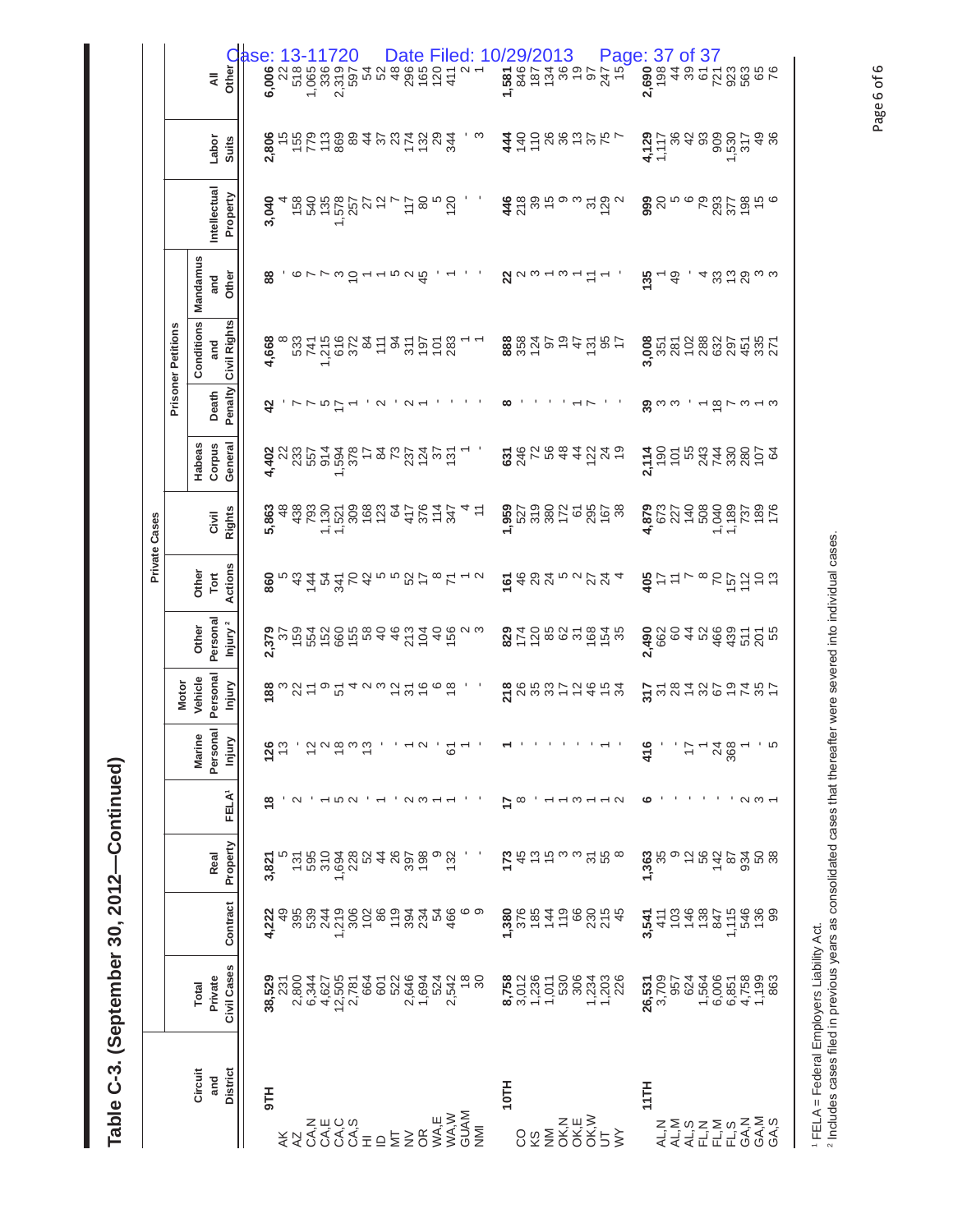# Table C-3. (September 30, 2012—Continued)

| Circuit and District | Total Private Civil Cases | Contract | Real Property | FELA[1] | Marine Personal Injury | Motor Vehicle Personal Injury | Other Personal Injury[2] | Other Tort Actions | Civil Rights | Prisoner Petitions: Habeas Corpus General | Prisoner Petitions: Death Penalty | Prisoner Petitions: Conditions and Civil Rights | Prisoner Petitions: Mandamus and Other | Intellectual Property | Labor Suits | All Other |
|---|---|---|---|---|---|---|---|---|---|---|---|---|---|---|---|---|
| **9TH** | **38,529** | **4,222** | **3,821** | **18** | **126** | **188** | **2,379** | **860** | **5,863** | **4,402** | **42** | **4,668** | **88** | **3,040** | **2,806** | **6,006** |
| AK | 231 | 49 | 5 | - | 13 | 3 | 37 | 5 | 48 | 22 | - | 8 | - | 4 | 15 | 22 |
| AZ | 2,800 | 395 | 131 | 2 | - | 22 | 159 | 43 | 438 | 233 | 7 | 533 | 6 | 158 | 155 | 518 |
| CA,N | 6,344 | 539 | 595 | - | 12 | 11 | 554 | 144 | 793 | 557 | 7 | 741 | 7 | 540 | 779 | 1,065 |
| CA,E | 4,627 | 244 | 310 | 1 | 2 | 9 | 152 | 54 | 1,130 | 914 | 5 | 1,215 | 7 | 135 | 113 | 336 |
| CA,C | 12,505 | 1,219 | 1,694 | 5 | 18 | 51 | 660 | 341 | 1,521 | 1,594 | 17 | 616 | 3 | 1,578 | 869 | 2,319 |
| CA,S | 2,781 | 306 | 228 | 2 | 3 | 4 | 155 | 70 | 309 | 378 | 1 | 372 | 10 | 257 | 89 | 597 |
| HI | 664 | 102 | 52 | - | 13 | 2 | 58 | 42 | 168 | 17 | - | 84 | 1 | 27 | 44 | 54 |
| ID | 601 | 86 | 44 | 1 | - | 3 | 40 | 5 | 123 | 84 | 2 | 111 | 1 | 12 | 37 | 52 |
| MT | 522 | 119 | 26 | - | - | 12 | 46 | 5 | 64 | 73 | - | 94 | 5 | 7 | 23 | 48 |
| NV | 2,646 | 394 | 397 | 2 | 1 | 31 | 213 | 52 | 417 | 237 | 2 | 311 | 2 | 117 | 174 | 296 |
| OR | 1,694 | 234 | 198 | 3 | 2 | 16 | 104 | 17 | 376 | 124 | 1 | 197 | 45 | 80 | 132 | 165 |
| WA,E | 524 | 54 | 9 | 1 | - | 6 | 40 | 8 | 114 | 37 | - | 101 | - | 5 | 29 | 120 |
| WA,W | 2,542 | 466 | 132 | 1 | 61 | 18 | 156 | 71 | 347 | 131 | - | 283 | 1 | 120 | 344 | 411 |
| GUAM | 18 | 6 | - | - | 1 | - | 2 | 1 | 4 | 1 | - | 1 | - | - | - | 2 |
| NMI | 30 | 9 | - | - | - | - | 3 | 2 | 11 | - | - | 1 | - | - | 3 | 1 |
| **10TH** | **8,758** | **1,380** | **173** | **17** | **1** | **218** | **829** | **161** | **1,959** | **631** | **8** | **888** | **22** | **446** | **444** | **1,581** |
| CO | 3,012 | 376 | 45 | 8 | - | 26 | 174 | 46 | 527 | 246 | - | 358 | 2 | 218 | 140 | 846 |
| KS | 1,236 | 185 | 13 | - | - | 35 | 120 | 29 | 319 | 72 | - | 124 | 3 | 39 | 110 | 187 |
| NM | 1,011 | 144 | 15 | 1 | - | 33 | 85 | 24 | 380 | 56 | - | 97 | 1 | 15 | 26 | 134 |
| OK,N | 530 | 119 | 3 | 1 | - | 17 | 62 | 5 | 172 | 48 | - | 19 | 3 | 9 | 36 | 36 |
| OK,E | 306 | 66 | 3 | 3 | - | 12 | 31 | 2 | 61 | 44 | 1 | 47 | 1 | 3 | 13 | 19 |
| OK,W | 1,234 | 230 | 31 | 1 | - | 46 | 168 | 27 | 295 | 122 | 7 | 131 | 11 | 31 | 37 | 97 |
| UT | 1,203 | 215 | 55 | 1 | 1 | 15 | 154 | 24 | 167 | 24 | - | 95 | 1 | 129 | 75 | 247 |
| WY | 226 | 45 | 8 | 2 | - | 34 | 35 | 4 | 38 | 19 | - | 17 | - | 2 | 7 | 15 |
| **11TH** | **26,531** | **3,541** | **1,363** | **6** | **416** | **317** | **2,490** | **405** | **4,879** | **2,114** | **39** | **3,008** | **135** | **999** | **4,129** | **2,690** |
| AL,N | 3,709 | 411 | 35 | - | - | 31 | 662 | 17 | 673 | 190 | 3 | 351 | 1 | 20 | 1,117 | 198 |
| AL,M | 957 | 103 | 9 | - | - | 28 | 60 | 11 | 227 | 101 | 3 | 281 | 49 | 5 | 36 | 44 |
| AL,S | 624 | 146 | 12 | - | 17 | 14 | 44 | 7 | 140 | 55 | - | 102 | - | 6 | 42 | 39 |
| FL,N | 1,564 | 138 | 56 | - | 1 | 32 | 52 | 8 | 508 | 243 | 1 | 288 | 4 | 79 | 93 | 61 |
| FL,M | 6,006 | 847 | 142 | - | 24 | 67 | 466 | 70 | 1,040 | 744 | 18 | 632 | 33 | 293 | 909 | 721 |
| FL,S | 6,851 | 1,115 | 87 | - | 368 | 19 | 439 | 157 | 1,189 | 330 | 7 | 297 | 13 | 377 | 1,530 | 923 |
| GA,N | 4,758 | 546 | 934 | 2 | 1 | 74 | 511 | 112 | 737 | 280 | 3 | 451 | 29 | 198 | 317 | 563 |
| GA,M | 1,199 | 136 | 50 | 3 | - | 35 | 201 | 10 | 189 | 107 | 1 | 335 | 3 | 15 | 49 | 65 |
| GA,S | 863 | 99 | 38 | 1 | 5 | 17 | 55 | 13 | 176 | 64 | 3 | 271 | 3 | 6 | 36 | 76 |

[1] FELA = Federal Employers Liability Act.
[2] Includes cases filed in previous years as consolidated cases that thereafter were severed into individual cases.